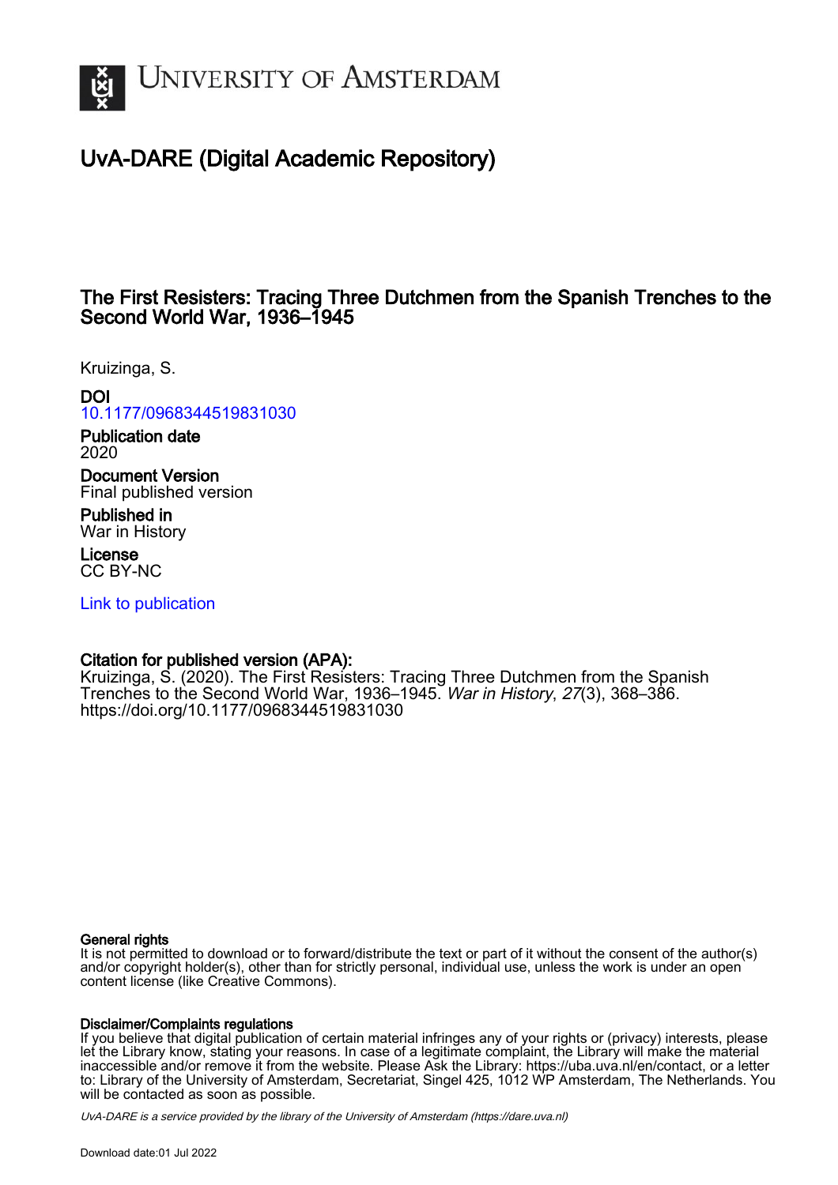# UNIVERSITY OF AMSTERDAM

## UvA-DARE (Digital Academic Repository)

### The First Resisters: Tracing Three Dutchmen from the Spanish Trenches to the Second World War, 1936–1945

Kruizinga, S.

**DOI**
10.1177/0968344519831030

**Publication date**
2020

**Document Version**
Final published version

**Published in**
War in History

**License**
CC BY-NC

Link to publication

**Citation for published version (APA):**
Kruizinga, S. (2020). The First Resisters: Tracing Three Dutchmen from the Spanish Trenches to the Second World War, 1936–1945. *War in History*, *27*(3), 368–386. https://doi.org/10.1177/0968344519831030

**General rights**
It is not permitted to download or to forward/distribute the text or part of it without the consent of the author(s) and/or copyright holder(s), other than for strictly personal, individual use, unless the work is under an open content license (like Creative Commons).

**Disclaimer/Complaints regulations**
If you believe that digital publication of certain material infringes any of your rights or (privacy) interests, please let the Library know, stating your reasons. In case of a legitimate complaint, the Library will make the material inaccessible and/or remove it from the website. Please Ask the Library: https://uba.uva.nl/en/contact, or a letter to: Library of the University of Amsterdam, Secretariat, Singel 425, 1012 WP Amsterdam, The Netherlands. You will be contacted as soon as possible.

*UvA-DARE is a service provided by the library of the University of Amsterdam (https://dare.uva.nl)*

Download date:01 Jul 2022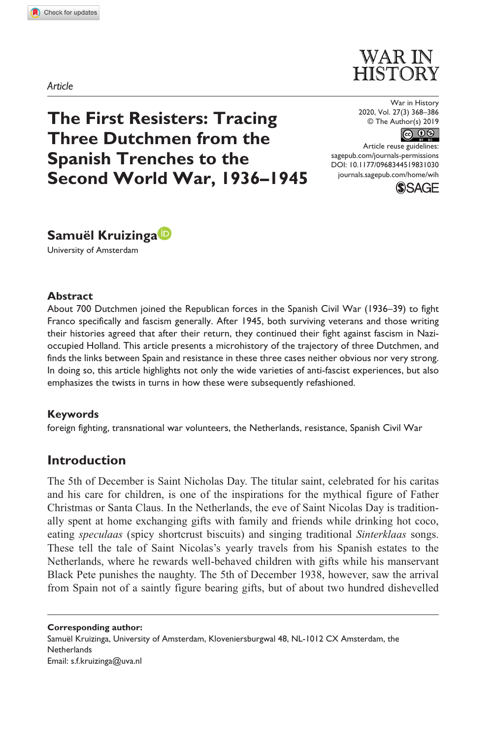*Article*

# The First Resisters: Tracing Three Dutchmen from the Spanish Trenches to the Second World War, 1936–1945

DOI: 10.1177/0968344519831030

**Samuël Kruizinga**
University of Amsterdam

## Abstract

About 700 Dutchmen joined the Republican forces in the Spanish Civil War (1936–39) to fight Franco specifically and fascism generally. After 1945, both surviving veterans and those writing their histories agreed that after their return, they continued their fight against fascism in Nazi-occupied Holland. This article presents a microhistory of the trajectory of three Dutchmen, and finds the links between Spain and resistance in these three cases neither obvious nor very strong. In doing so, this article highlights not only the wide varieties of anti-fascist experiences, but also emphasizes the twists in turns in how these were subsequently refashioned.

## Keywords

foreign fighting, transnational war volunteers, the Netherlands, resistance, Spanish Civil War

## Introduction

The 5th of December is Saint Nicholas Day. The titular saint, celebrated for his caritas and his care for children, is one of the inspirations for the mythical figure of Father Christmas or Santa Claus. In the Netherlands, the eve of Saint Nicolas Day is traditionally spent at home exchanging gifts with family and friends while drinking hot coco, eating *speculaas* (spicy shortcrust biscuits) and singing traditional *Sinterklaas* songs. These tell the tale of Saint Nicolas's yearly travels from his Spanish estates to the Netherlands, where he rewards well-behaved children with gifts while his manservant Black Pete punishes the naughty. The 5th of December 1938, however, saw the arrival from Spain not of a saintly figure bearing gifts, but of about two hundred dishevelled

**Corresponding author:**
Samuël Kruizinga, University of Amsterdam, Kloveniersburgwal 48, NL-1012 CX Amsterdam, the Netherlands
Email: s.f.kruizinga@uva.nl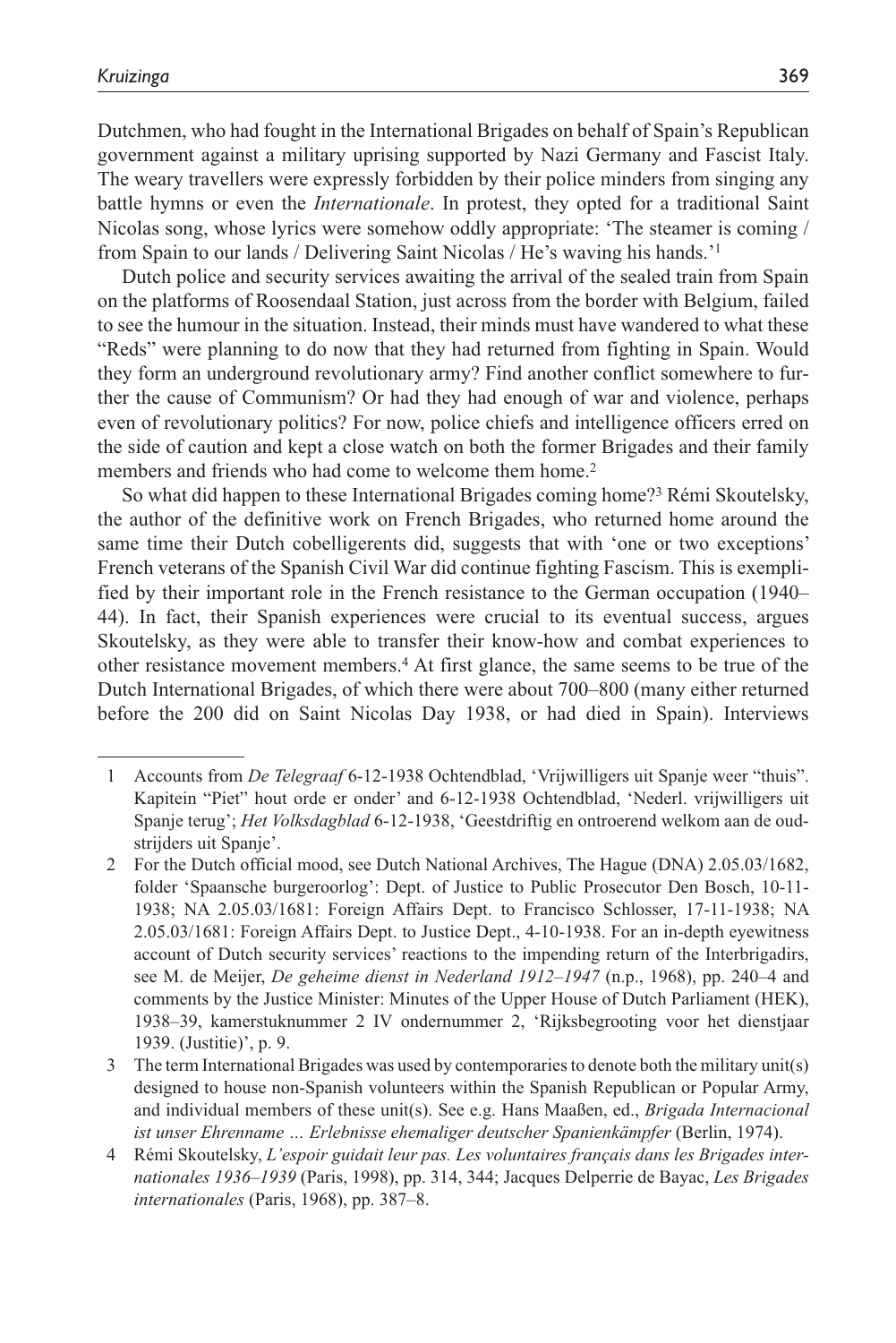Dutchmen, who had fought in the International Brigades on behalf of Spain's Republican government against a military uprising supported by Nazi Germany and Fascist Italy. The weary travellers were expressly forbidden by their police minders from singing any battle hymns or even the *Internationale*. In protest, they opted for a traditional Saint Nicolas song, whose lyrics were somehow oddly appropriate: 'The steamer is coming / from Spain to our lands / Delivering Saint Nicolas / He's waving his hands.'[1]

Dutch police and security services awaiting the arrival of the sealed train from Spain on the platforms of Roosendaal Station, just across from the border with Belgium, failed to see the humour in the situation. Instead, their minds must have wandered to what these "Reds" were planning to do now that they had returned from fighting in Spain. Would they form an underground revolutionary army? Find another conflict somewhere to further the cause of Communism? Or had they had enough of war and violence, perhaps even of revolutionary politics? For now, police chiefs and intelligence officers erred on the side of caution and kept a close watch on both the former Brigades and their family members and friends who had come to welcome them home.[2]

So what did happen to these International Brigades coming home?[3] Rémi Skoutelsky, the author of the definitive work on French Brigades, who returned home around the same time their Dutch cobelligerents did, suggests that with 'one or two exceptions' French veterans of the Spanish Civil War did continue fighting Fascism. This is exemplified by their important role in the French resistance to the German occupation (1940–44). In fact, their Spanish experiences were crucial to its eventual success, argues Skoutelsky, as they were able to transfer their know-how and combat experiences to other resistance movement members.[4] At first glance, the same seems to be true of the Dutch International Brigades, of which there were about 700–800 (many either returned before the 200 did on Saint Nicolas Day 1938, or had died in Spain). Interviews

---

1 Accounts from *De Telegraaf* 6-12-1938 Ochtendblad, 'Vrijwilligers uit Spanje weer "thuis". Kapitein "Piet" hout orde er onder' and 6-12-1938 Ochtendblad, 'Nederl. vrijwilligers uit Spanje terug'; *Het Volksdagblad* 6-12-1938, 'Geestdriftig en ontroerend welkom aan de oudstrijders uit Spanje'.

2 For the Dutch official mood, see Dutch National Archives, The Hague (DNA) 2.05.03/1682, folder 'Spaansche burgeroorlog': Dept. of Justice to Public Prosecutor Den Bosch, 10-11-1938; NA 2.05.03/1681: Foreign Affairs Dept. to Francisco Schlosser, 17-11-1938; NA 2.05.03/1681: Foreign Affairs Dept. to Justice Dept., 4-10-1938. For an in-depth eyewitness account of Dutch security services' reactions to the impending return of the Interbrigadirs, see M. de Meijer, *De geheime dienst in Nederland 1912–1947* (n.p., 1968), pp. 240–4 and comments by the Justice Minister: Minutes of the Upper House of Dutch Parliament (HEK), 1938–39, kamerstuknummer 2 IV ondernummer 2, 'Rijksbegrooting voor het dienstjaar 1939. (Justitie)', p. 9.

3 The term International Brigades was used by contemporaries to denote both the military unit(s) designed to house non-Spanish volunteers within the Spanish Republican or Popular Army, and individual members of these unit(s). See e.g. Hans Maaßen, ed., *Brigada Internacional ist unser Ehrenname … Erlebnisse ehemaliger deutscher Spanienkämpfer* (Berlin, 1974).

4 Rémi Skoutelsky, *L'espoir guidait leur pas. Les voluntaires français dans les Brigades internationales 1936–1939* (Paris, 1998), pp. 314, 344; Jacques Delperrie de Bayac, *Les Brigades internationales* (Paris, 1968), pp. 387–8.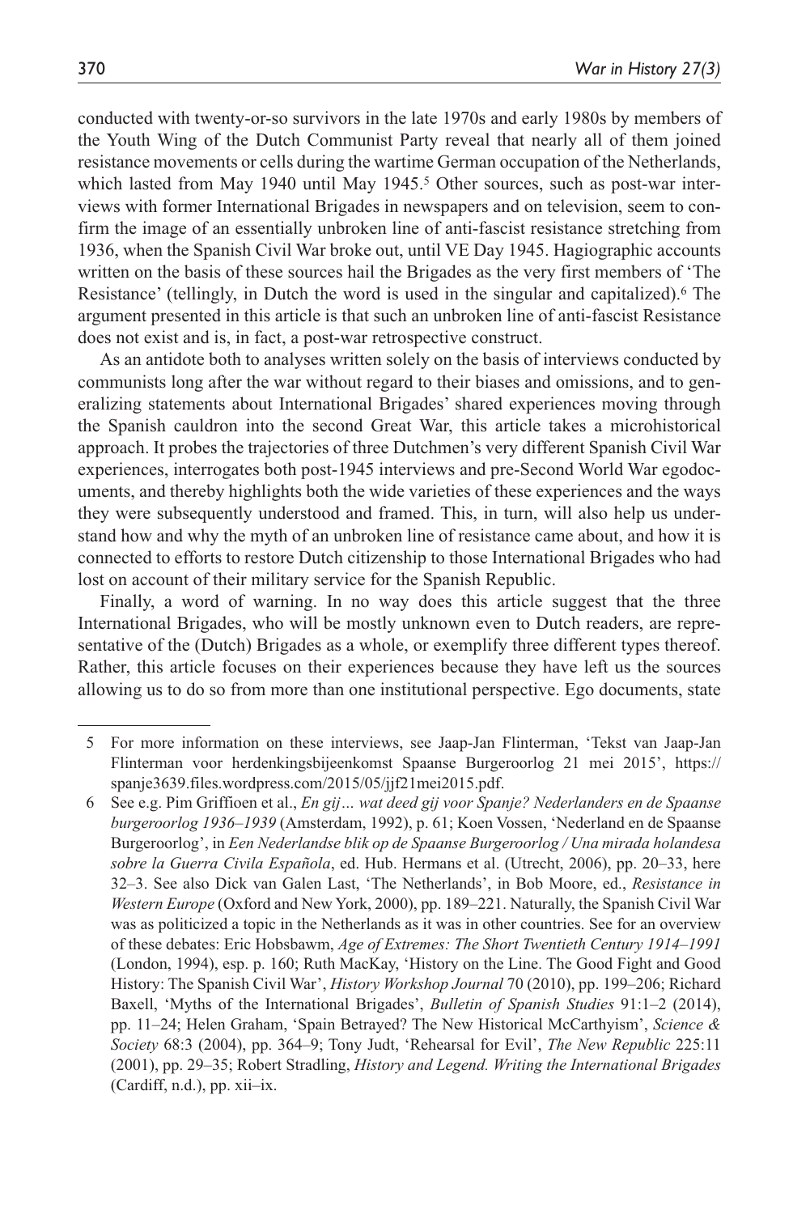conducted with twenty-or-so survivors in the late 1970s and early 1980s by members of the Youth Wing of the Dutch Communist Party reveal that nearly all of them joined resistance movements or cells during the wartime German occupation of the Netherlands, which lasted from May 1940 until May 1945.[5] Other sources, such as post-war interviews with former International Brigades in newspapers and on television, seem to confirm the image of an essentially unbroken line of anti-fascist resistance stretching from 1936, when the Spanish Civil War broke out, until VE Day 1945. Hagiographic accounts written on the basis of these sources hail the Brigades as the very first members of 'The Resistance' (tellingly, in Dutch the word is used in the singular and capitalized).[6] The argument presented in this article is that such an unbroken line of anti-fascist Resistance does not exist and is, in fact, a post-war retrospective construct.

As an antidote both to analyses written solely on the basis of interviews conducted by communists long after the war without regard to their biases and omissions, and to generalizing statements about International Brigades' shared experiences moving through the Spanish cauldron into the second Great War, this article takes a microhistorical approach. It probes the trajectories of three Dutchmen's very different Spanish Civil War experiences, interrogates both post-1945 interviews and pre-Second World War egodocuments, and thereby highlights both the wide varieties of these experiences and the ways they were subsequently understood and framed. This, in turn, will also help us understand how and why the myth of an unbroken line of resistance came about, and how it is connected to efforts to restore Dutch citizenship to those International Brigades who had lost on account of their military service for the Spanish Republic.

Finally, a word of warning. In no way does this article suggest that the three International Brigades, who will be mostly unknown even to Dutch readers, are representative of the (Dutch) Brigades as a whole, or exemplify three different types thereof. Rather, this article focuses on their experiences because they have left us the sources allowing us to do so from more than one institutional perspective. Ego documents, state

---

5 For more information on these interviews, see Jaap-Jan Flinterman, 'Tekst van Jaap-Jan Flinterman voor herdenkingsbijeenkomst Spaanse Burgeroorlog 21 mei 2015', https://spanje3639.files.wordpress.com/2015/05/jjf21mei2015.pdf.

6 See e.g. Pim Griffioen et al., *En gij… wat deed gij voor Spanje? Nederlanders en de Spaanse burgeroorlog 1936–1939* (Amsterdam, 1992), p. 61; Koen Vossen, 'Nederland en de Spaanse Burgeroorlog', in *Een Nederlandse blik op de Spaanse Burgeroorlog / Una mirada holandesa sobre la Guerra Civila Española*, ed. Hub. Hermans et al. (Utrecht, 2006), pp. 20–33, here 32–3. See also Dick van Galen Last, 'The Netherlands', in Bob Moore, ed., *Resistance in Western Europe* (Oxford and New York, 2000), pp. 189–221. Naturally, the Spanish Civil War was as politicized a topic in the Netherlands as it was in other countries. See for an overview of these debates: Eric Hobsbawm, *Age of Extremes: The Short Twentieth Century 1914–1991* (London, 1994), esp. p. 160; Ruth MacKay, 'History on the Line. The Good Fight and Good History: The Spanish Civil War', *History Workshop Journal* 70 (2010), pp. 199–206; Richard Baxell, 'Myths of the International Brigades', *Bulletin of Spanish Studies* 91:1–2 (2014), pp. 11–24; Helen Graham, 'Spain Betrayed? The New Historical McCarthyism', *Science & Society* 68:3 (2004), pp. 364–9; Tony Judt, 'Rehearsal for Evil', *The New Republic* 225:11 (2001), pp. 29–35; Robert Stradling, *History and Legend. Writing the International Brigades* (Cardiff, n.d.), pp. xii–ix.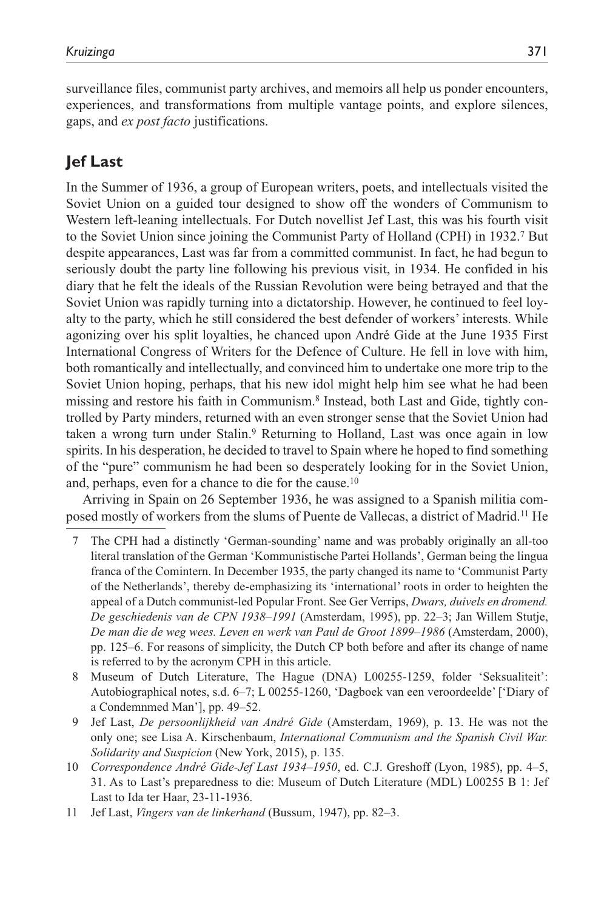surveillance files, communist party archives, and memoirs all help us ponder encounters, experiences, and transformations from multiple vantage points, and explore silences, gaps, and *ex post facto* justifications.

## Jef Last

In the Summer of 1936, a group of European writers, poets, and intellectuals visited the Soviet Union on a guided tour designed to show off the wonders of Communism to Western left-leaning intellectuals. For Dutch novellist Jef Last, this was his fourth visit to the Soviet Union since joining the Communist Party of Holland (CPH) in 1932.[7] But despite appearances, Last was far from a committed communist. In fact, he had begun to seriously doubt the party line following his previous visit, in 1934. He confided in his diary that he felt the ideals of the Russian Revolution were being betrayed and that the Soviet Union was rapidly turning into a dictatorship. However, he continued to feel loyalty to the party, which he still considered the best defender of workers' interests. While agonizing over his split loyalties, he chanced upon André Gide at the June 1935 First International Congress of Writers for the Defence of Culture. He fell in love with him, both romantically and intellectually, and convinced him to undertake one more trip to the Soviet Union hoping, perhaps, that his new idol might help him see what he had been missing and restore his faith in Communism.[8] Instead, both Last and Gide, tightly controlled by Party minders, returned with an even stronger sense that the Soviet Union had taken a wrong turn under Stalin.[9] Returning to Holland, Last was once again in low spirits. In his desperation, he decided to travel to Spain where he hoped to find something of the "pure" communism he had been so desperately looking for in the Soviet Union, and, perhaps, even for a chance to die for the cause.[10]

Arriving in Spain on 26 September 1936, he was assigned to a Spanish militia composed mostly of workers from the slums of Puente de Vallecas, a district of Madrid.[11] He

7 The CPH had a distinctly 'German-sounding' name and was probably originally an all-too literal translation of the German 'Kommunistische Partei Hollands', German being the lingua franca of the Comintern. In December 1935, the party changed its name to 'Communist Party of the Netherlands', thereby de-emphasizing its 'international' roots in order to heighten the appeal of a Dutch communist-led Popular Front. See Ger Verrips, *Dwars, duivels en dromend. De geschiedenis van de CPN 1938–1991* (Amsterdam, 1995), pp. 22–3; Jan Willem Stutje, *De man die de weg wees. Leven en werk van Paul de Groot 1899–1986* (Amsterdam, 2000), pp. 125–6. For reasons of simplicity, the Dutch CP both before and after its change of name is referred to by the acronym CPH in this article.

8 Museum of Dutch Literature, The Hague (DNA) L00255-1259, folder 'Seksualiteit': Autobiographical notes, s.d. 6–7; L 00255-1260, 'Dagboek van een veroordeelde' ['Diary of a Condemnmed Man'], pp. 49–52.

9 Jef Last, *De persoonlijkheid van André Gide* (Amsterdam, 1969), p. 13. He was not the only one; see Lisa A. Kirschenbaum, *International Communism and the Spanish Civil War. Solidarity and Suspicion* (New York, 2015), p. 135.

10 *Correspondence André Gide-Jef Last 1934–1950*, ed. C.J. Greshoff (Lyon, 1985), pp. 4–5, 31. As to Last's preparedness to die: Museum of Dutch Literature (MDL) L00255 B 1: Jef Last to Ida ter Haar, 23-11-1936.

11 Jef Last, *Vingers van de linkerhand* (Bussum, 1947), pp. 82–3.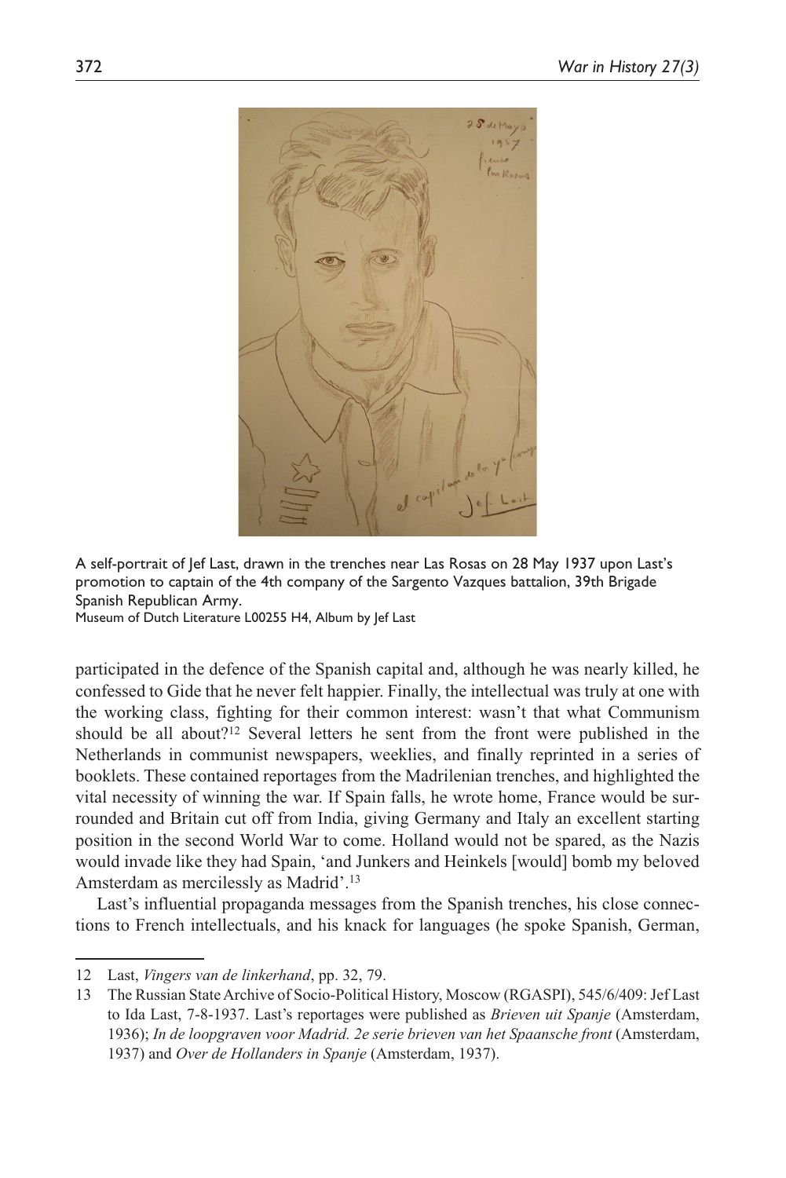A self-portrait of Jef Last, drawn in the trenches near Las Rosas on 28 May 1937 upon Last's promotion to captain of the 4th company of the Sargento Vazques battalion, 39th Brigade Spanish Republican Army.
Museum of Dutch Literature L00255 H4, Album by Jef Last

participated in the defence of the Spanish capital and, although he was nearly killed, he confessed to Gide that he never felt happier. Finally, the intellectual was truly at one with the working class, fighting for their common interest: wasn't that what Communism should be all about?[12] Several letters he sent from the front were published in the Netherlands in communist newspapers, weeklies, and finally reprinted in a series of booklets. These contained reportages from the Madrilenian trenches, and highlighted the vital necessity of winning the war. If Spain falls, he wrote home, France would be surrounded and Britain cut off from India, giving Germany and Italy an excellent starting position in the second World War to come. Holland would not be spared, as the Nazis would invade like they had Spain, 'and Junkers and Heinkels [would] bomb my beloved Amsterdam as mercilessly as Madrid'.[13]

Last's influential propaganda messages from the Spanish trenches, his close connections to French intellectuals, and his knack for languages (he spoke Spanish, German,

12 Last, *Vingers van de linkerhand*, pp. 32, 79.

13 The Russian State Archive of Socio-Political History, Moscow (RGASPI), 545/6/409: Jef Last to Ida Last, 7-8-1937. Last's reportages were published as *Brieven uit Spanje* (Amsterdam, 1936); *In de loopgraven voor Madrid. 2e serie brieven van het Spaansche front* (Amsterdam, 1937) and *Over de Hollanders in Spanje* (Amsterdam, 1937).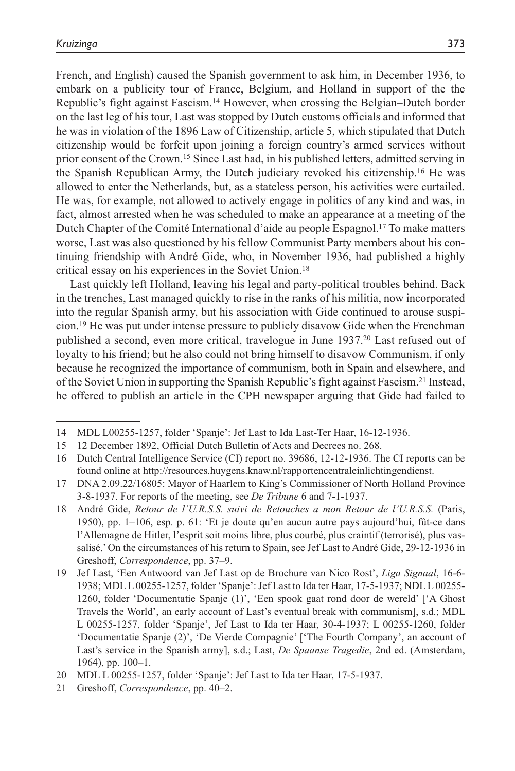French, and English) caused the Spanish government to ask him, in December 1936, to embark on a publicity tour of France, Belgium, and Holland in support of the the Republic's fight against Fascism.[14] However, when crossing the Belgian–Dutch border on the last leg of his tour, Last was stopped by Dutch customs officials and informed that he was in violation of the 1896 Law of Citizenship, article 5, which stipulated that Dutch citizenship would be forfeit upon joining a foreign country's armed services without prior consent of the Crown.[15] Since Last had, in his published letters, admitted serving in the Spanish Republican Army, the Dutch judiciary revoked his citizenship.[16] He was allowed to enter the Netherlands, but, as a stateless person, his activities were curtailed. He was, for example, not allowed to actively engage in politics of any kind and was, in fact, almost arrested when he was scheduled to make an appearance at a meeting of the Dutch Chapter of the Comité International d'aide au people Espagnol.[17] To make matters worse, Last was also questioned by his fellow Communist Party members about his continuing friendship with André Gide, who, in November 1936, had published a highly critical essay on his experiences in the Soviet Union.[18]

Last quickly left Holland, leaving his legal and party-political troubles behind. Back in the trenches, Last managed quickly to rise in the ranks of his militia, now incorporated into the regular Spanish army, but his association with Gide continued to arouse suspicion.[19] He was put under intense pressure to publicly disavow Gide when the Frenchman published a second, even more critical, travelogue in June 1937.[20] Last refused out of loyalty to his friend; but he also could not bring himself to disavow Communism, if only because he recognized the importance of communism, both in Spain and elsewhere, and of the Soviet Union in supporting the Spanish Republic's fight against Fascism.[21] Instead, he offered to publish an article in the CPH newspaper arguing that Gide had failed to

---

14 MDL L00255-1257, folder 'Spanje': Jef Last to Ida Last-Ter Haar, 16-12-1936.

15 12 December 1892, Official Dutch Bulletin of Acts and Decrees no. 268.

16 Dutch Central Intelligence Service (CI) report no. 39686, 12-12-1936. The CI reports can be found online at http://resources.huygens.knaw.nl/rapportencentraleinlichtingendienst.

17 DNA 2.09.22/16805: Mayor of Haarlem to King's Commissioner of North Holland Province 3-8-1937. For reports of the meeting, see *De Tribune* 6 and 7-1-1937.

18 André Gide, *Retour de l'U.R.S.S. suivi de Retouches a mon Retour de l'U.R.S.S.* (Paris, 1950), pp. 1–106, esp. p. 61: 'Et je doute qu'en aucun autre pays aujourd'hui, fût-ce dans l'Allemagne de Hitler, l'esprit soit moins libre, plus courbé, plus craintif (terrorisé), plus vassalisé.' On the circumstances of his return to Spain, see Jef Last to André Gide, 29-12-1936 in Greshoff, *Correspondence*, pp. 37–9.

19 Jef Last, 'Een Antwoord van Jef Last op de Brochure van Nico Rost', *Liga Signaal*, 16-6-1938; MDL L 00255-1257, folder 'Spanje': Jef Last to Ida ter Haar, 17-5-1937; NDL L 00255-1260, folder 'Documentatie Spanje (1)', 'Een spook gaat rond door de wereld' ['A Ghost Travels the World', an early account of Last's eventual break with communism], s.d.; MDL L 00255-1257, folder 'Spanje', Jef Last to Ida ter Haar, 30-4-1937; L 00255-1260, folder 'Documentatie Spanje (2)', 'De Vierde Compagnie' ['The Fourth Company', an account of Last's service in the Spanish army], s.d.; Last, *De Spaanse Tragedie*, 2nd ed. (Amsterdam, 1964), pp. 100–1.

20 MDL L 00255-1257, folder 'Spanje': Jef Last to Ida ter Haar, 17-5-1937.

21 Greshoff, *Correspondence*, pp. 40–2.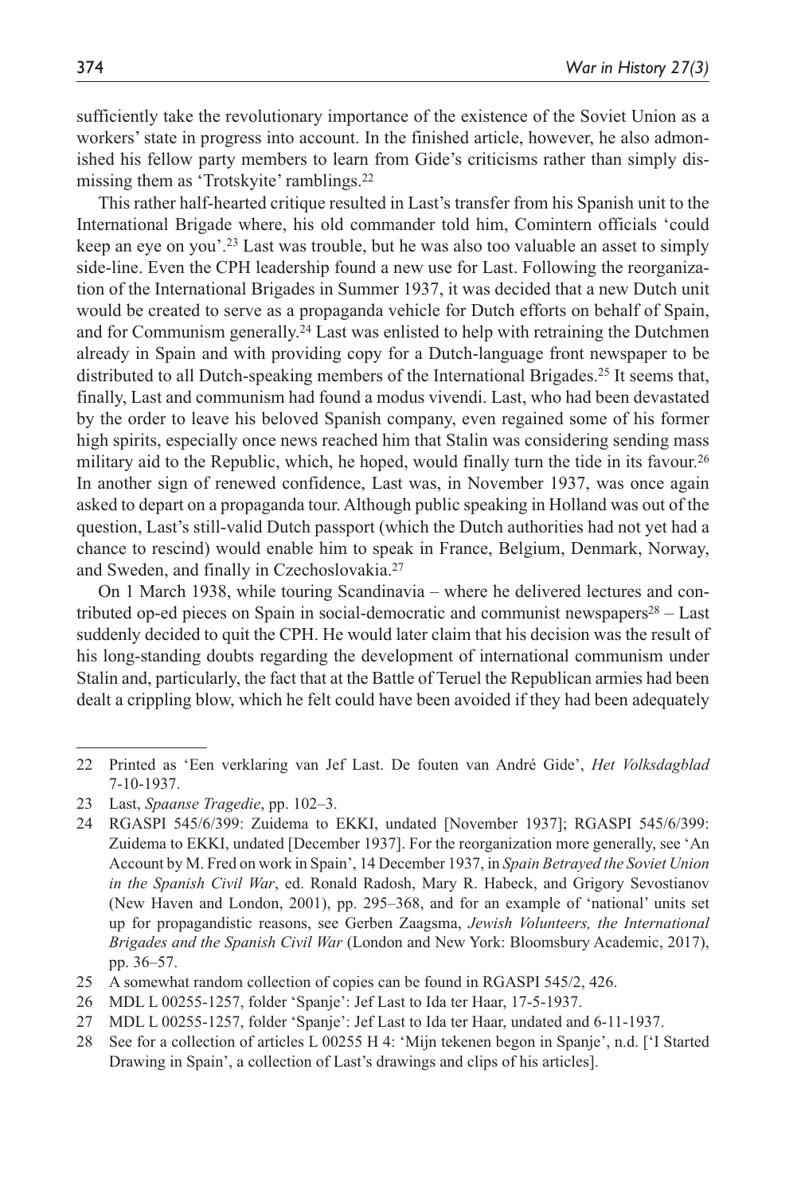sufficiently take the revolutionary importance of the existence of the Soviet Union as a workers' state in progress into account. In the finished article, however, he also admonished his fellow party members to learn from Gide's criticisms rather than simply dismissing them as 'Trotskyite' ramblings.[22]

This rather half-hearted critique resulted in Last's transfer from his Spanish unit to the International Brigade where, his old commander told him, Comintern officials 'could keep an eye on you'.[23] Last was trouble, but he was also too valuable an asset to simply side-line. Even the CPH leadership found a new use for Last. Following the reorganization of the International Brigades in Summer 1937, it was decided that a new Dutch unit would be created to serve as a propaganda vehicle for Dutch efforts on behalf of Spain, and for Communism generally.[24] Last was enlisted to help with retraining the Dutchmen already in Spain and with providing copy for a Dutch-language front newspaper to be distributed to all Dutch-speaking members of the International Brigades.[25] It seems that, finally, Last and communism had found a modus vivendi. Last, who had been devastated by the order to leave his beloved Spanish company, even regained some of his former high spirits, especially once news reached him that Stalin was considering sending mass military aid to the Republic, which, he hoped, would finally turn the tide in its favour.[26] In another sign of renewed confidence, Last was, in November 1937, was once again asked to depart on a propaganda tour. Although public speaking in Holland was out of the question, Last's still-valid Dutch passport (which the Dutch authorities had not yet had a chance to rescind) would enable him to speak in France, Belgium, Denmark, Norway, and Sweden, and finally in Czechoslovakia.[27]

On 1 March 1938, while touring Scandinavia – where he delivered lectures and contributed op-ed pieces on Spain in social-democratic and communist newspapers[28] – Last suddenly decided to quit the CPH. He would later claim that his decision was the result of his long-standing doubts regarding the development of international communism under Stalin and, particularly, the fact that at the Battle of Teruel the Republican armies had been dealt a crippling blow, which he felt could have been avoided if they had been adequately

---

22 Printed as 'Een verklaring van Jef Last. De fouten van André Gide', *Het Volksdagblad* 7-10-1937.

23 Last, *Spaanse Tragedie*, pp. 102–3.

24 RGASPI 545/6/399: Zuidema to EKKI, undated [November 1937]; RGASPI 545/6/399: Zuidema to EKKI, undated [December 1937]. For the reorganization more generally, see 'An Account by M. Fred on work in Spain', 14 December 1937, in *Spain Betrayed the Soviet Union in the Spanish Civil War*, ed. Ronald Radosh, Mary R. Habeck, and Grigory Sevostianov (New Haven and London, 2001), pp. 295–368, and for an example of 'national' units set up for propagandistic reasons, see Gerben Zaagsma, *Jewish Volunteers, the International Brigades and the Spanish Civil War* (London and New York: Bloomsbury Academic, 2017), pp. 36–57.

25 A somewhat random collection of copies can be found in RGASPI 545/2, 426.

26 MDL L 00255-1257, folder 'Spanje': Jef Last to Ida ter Haar, 17-5-1937.

27 MDL L 00255-1257, folder 'Spanje': Jef Last to Ida ter Haar, undated and 6-11-1937.

28 See for a collection of articles L 00255 H 4: 'Mijn tekenen begon in Spanje', n.d. ['I Started Drawing in Spain', a collection of Last's drawings and clips of his articles].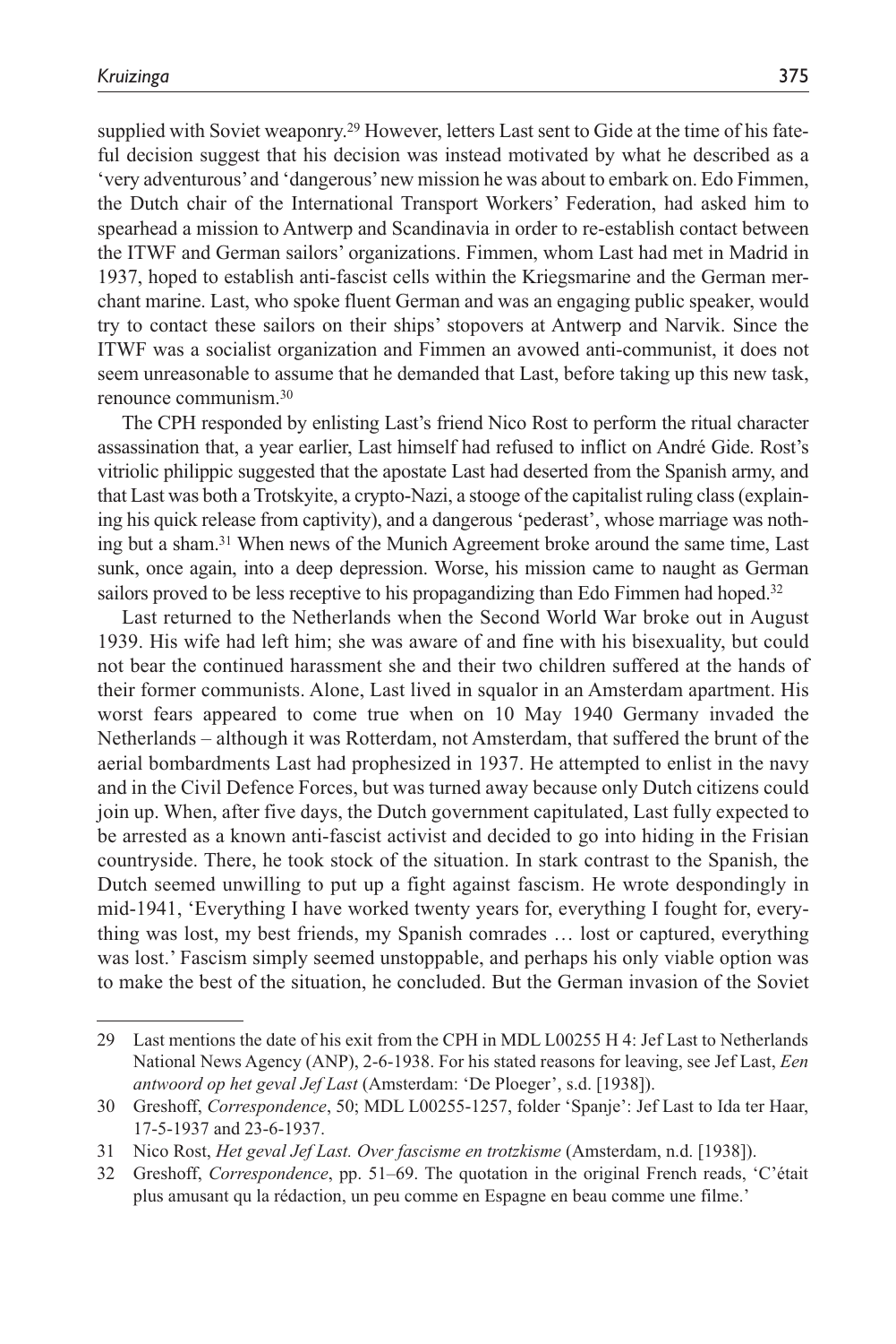supplied with Soviet weaponry.[29] However, letters Last sent to Gide at the time of his fateful decision suggest that his decision was instead motivated by what he described as a 'very adventurous' and 'dangerous' new mission he was about to embark on. Edo Fimmen, the Dutch chair of the International Transport Workers' Federation, had asked him to spearhead a mission to Antwerp and Scandinavia in order to re-establish contact between the ITWF and German sailors' organizations. Fimmen, whom Last had met in Madrid in 1937, hoped to establish anti-fascist cells within the Kriegsmarine and the German merchant marine. Last, who spoke fluent German and was an engaging public speaker, would try to contact these sailors on their ships' stopovers at Antwerp and Narvik. Since the ITWF was a socialist organization and Fimmen an avowed anti-communist, it does not seem unreasonable to assume that he demanded that Last, before taking up this new task, renounce communism.[30]

The CPH responded by enlisting Last's friend Nico Rost to perform the ritual character assassination that, a year earlier, Last himself had refused to inflict on André Gide. Rost's vitriolic philippic suggested that the apostate Last had deserted from the Spanish army, and that Last was both a Trotskyite, a crypto-Nazi, a stooge of the capitalist ruling class (explaining his quick release from captivity), and a dangerous 'pederast', whose marriage was nothing but a sham.[31] When news of the Munich Agreement broke around the same time, Last sunk, once again, into a deep depression. Worse, his mission came to naught as German sailors proved to be less receptive to his propagandizing than Edo Fimmen had hoped.[32]

Last returned to the Netherlands when the Second World War broke out in August 1939. His wife had left him; she was aware of and fine with his bisexuality, but could not bear the continued harassment she and their two children suffered at the hands of their former communists. Alone, Last lived in squalor in an Amsterdam apartment. His worst fears appeared to come true when on 10 May 1940 Germany invaded the Netherlands – although it was Rotterdam, not Amsterdam, that suffered the brunt of the aerial bombardments Last had prophesized in 1937. He attempted to enlist in the navy and in the Civil Defence Forces, but was turned away because only Dutch citizens could join up. When, after five days, the Dutch government capitulated, Last fully expected to be arrested as a known anti-fascist activist and decided to go into hiding in the Frisian countryside. There, he took stock of the situation. In stark contrast to the Spanish, the Dutch seemed unwilling to put up a fight against fascism. He wrote despondingly in mid-1941, 'Everything I have worked twenty years for, everything I fought for, everything was lost, my best friends, my Spanish comrades … lost or captured, everything was lost.' Fascism simply seemed unstoppable, and perhaps his only viable option was to make the best of the situation, he concluded. But the German invasion of the Soviet

---

29 Last mentions the date of his exit from the CPH in MDL L00255 H 4: Jef Last to Netherlands National News Agency (ANP), 2-6-1938. For his stated reasons for leaving, see Jef Last, *Een antwoord op het geval Jef Last* (Amsterdam: 'De Ploeger', s.d. [1938]).

30 Greshoff, *Correspondence*, 50; MDL L00255-1257, folder 'Spanje': Jef Last to Ida ter Haar, 17-5-1937 and 23-6-1937.

31 Nico Rost, *Het geval Jef Last. Over fascisme en trotzkisme* (Amsterdam, n.d. [1938]).

32 Greshoff, *Correspondence*, pp. 51–69. The quotation in the original French reads, 'C'était plus amusant qu la rédaction, un peu comme en Espagne en beau comme une filme.'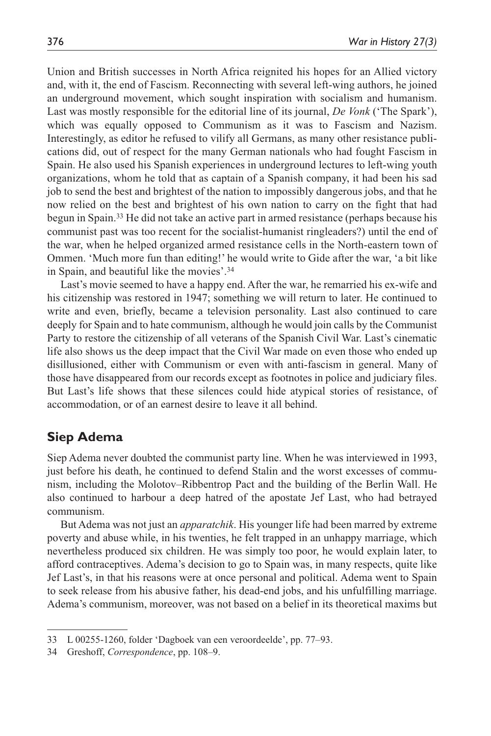Union and British successes in North Africa reignited his hopes for an Allied victory and, with it, the end of Fascism. Reconnecting with several left-wing authors, he joined an underground movement, which sought inspiration with socialism and humanism. Last was mostly responsible for the editorial line of its journal, *De Vonk* ('The Spark'), which was equally opposed to Communism as it was to Fascism and Nazism. Interestingly, as editor he refused to vilify all Germans, as many other resistance publications did, out of respect for the many German nationals who had fought Fascism in Spain. He also used his Spanish experiences in underground lectures to left-wing youth organizations, whom he told that as captain of a Spanish company, it had been his sad job to send the best and brightest of the nation to impossibly dangerous jobs, and that he now relied on the best and brightest of his own nation to carry on the fight that had begun in Spain.[33] He did not take an active part in armed resistance (perhaps because his communist past was too recent for the socialist-humanist ringleaders?) until the end of the war, when he helped organized armed resistance cells in the North-eastern town of Ommen. 'Much more fun than editing!' he would write to Gide after the war, 'a bit like in Spain, and beautiful like the movies'.[34]

Last's movie seemed to have a happy end. After the war, he remarried his ex-wife and his citizenship was restored in 1947; something we will return to later. He continued to write and even, briefly, became a television personality. Last also continued to care deeply for Spain and to hate communism, although he would join calls by the Communist Party to restore the citizenship of all veterans of the Spanish Civil War. Last's cinematic life also shows us the deep impact that the Civil War made on even those who ended up disillusioned, either with Communism or even with anti-fascism in general. Many of those have disappeared from our records except as footnotes in police and judiciary files. But Last's life shows that these silences could hide atypical stories of resistance, of accommodation, or of an earnest desire to leave it all behind.

## Siep Adema

Siep Adema never doubted the communist party line. When he was interviewed in 1993, just before his death, he continued to defend Stalin and the worst excesses of communism, including the Molotov–Ribbentrop Pact and the building of the Berlin Wall. He also continued to harbour a deep hatred of the apostate Jef Last, who had betrayed communism.

But Adema was not just an *apparatchik*. His younger life had been marred by extreme poverty and abuse while, in his twenties, he felt trapped in an unhappy marriage, which nevertheless produced six children. He was simply too poor, he would explain later, to afford contraceptives. Adema's decision to go to Spain was, in many respects, quite like Jef Last's, in that his reasons were at once personal and political. Adema went to Spain to seek release from his abusive father, his dead-end jobs, and his unfulfilling marriage. Adema's communism, moreover, was not based on a belief in its theoretical maxims but

---

33 L 00255-1260, folder 'Dagboek van een veroordeelde', pp. 77–93.

34 Greshoff, *Correspondence*, pp. 108–9.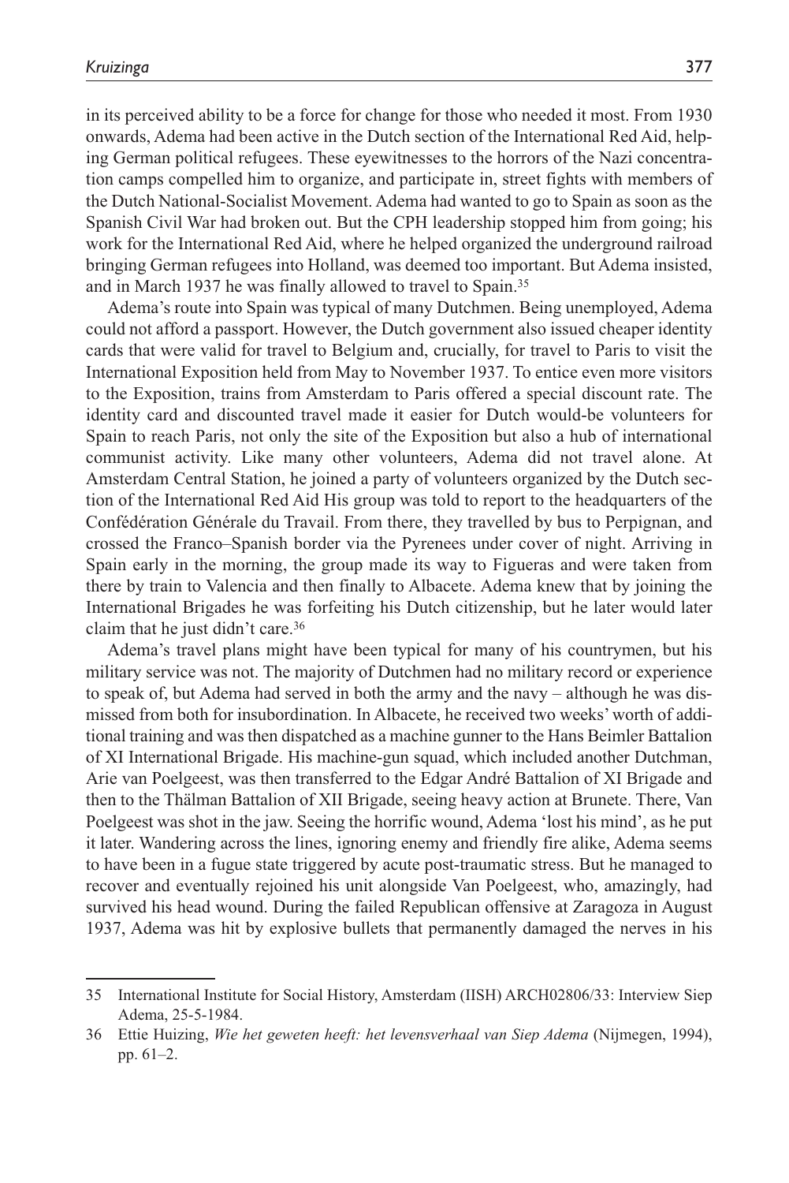in its perceived ability to be a force for change for those who needed it most. From 1930 onwards, Adema had been active in the Dutch section of the International Red Aid, helping German political refugees. These eyewitnesses to the horrors of the Nazi concentration camps compelled him to organize, and participate in, street fights with members of the Dutch National-Socialist Movement. Adema had wanted to go to Spain as soon as the Spanish Civil War had broken out. But the CPH leadership stopped him from going; his work for the International Red Aid, where he helped organized the underground railroad bringing German refugees into Holland, was deemed too important. But Adema insisted, and in March 1937 he was finally allowed to travel to Spain.[35]

Adema's route into Spain was typical of many Dutchmen. Being unemployed, Adema could not afford a passport. However, the Dutch government also issued cheaper identity cards that were valid for travel to Belgium and, crucially, for travel to Paris to visit the International Exposition held from May to November 1937. To entice even more visitors to the Exposition, trains from Amsterdam to Paris offered a special discount rate. The identity card and discounted travel made it easier for Dutch would-be volunteers for Spain to reach Paris, not only the site of the Exposition but also a hub of international communist activity. Like many other volunteers, Adema did not travel alone. At Amsterdam Central Station, he joined a party of volunteers organized by the Dutch section of the International Red Aid His group was told to report to the headquarters of the Confédération Générale du Travail. From there, they travelled by bus to Perpignan, and crossed the Franco–Spanish border via the Pyrenees under cover of night. Arriving in Spain early in the morning, the group made its way to Figueras and were taken from there by train to Valencia and then finally to Albacete. Adema knew that by joining the International Brigades he was forfeiting his Dutch citizenship, but he later would later claim that he just didn't care.[36]

Adema's travel plans might have been typical for many of his countrymen, but his military service was not. The majority of Dutchmen had no military record or experience to speak of, but Adema had served in both the army and the navy – although he was dismissed from both for insubordination. In Albacete, he received two weeks' worth of additional training and was then dispatched as a machine gunner to the Hans Beimler Battalion of XI International Brigade. His machine-gun squad, which included another Dutchman, Arie van Poelgeest, was then transferred to the Edgar André Battalion of XI Brigade and then to the Thälman Battalion of XII Brigade, seeing heavy action at Brunete. There, Van Poelgeest was shot in the jaw. Seeing the horrific wound, Adema 'lost his mind', as he put it later. Wandering across the lines, ignoring enemy and friendly fire alike, Adema seems to have been in a fugue state triggered by acute post-traumatic stress. But he managed to recover and eventually rejoined his unit alongside Van Poelgeest, who, amazingly, had survived his head wound. During the failed Republican offensive at Zaragoza in August 1937, Adema was hit by explosive bullets that permanently damaged the nerves in his

---

35 International Institute for Social History, Amsterdam (IISH) ARCH02806/33: Interview Siep Adema, 25-5-1984.

36 Ettie Huizing, *Wie het geweten heeft: het levensverhaal van Siep Adema* (Nijmegen, 1994), pp. 61–2.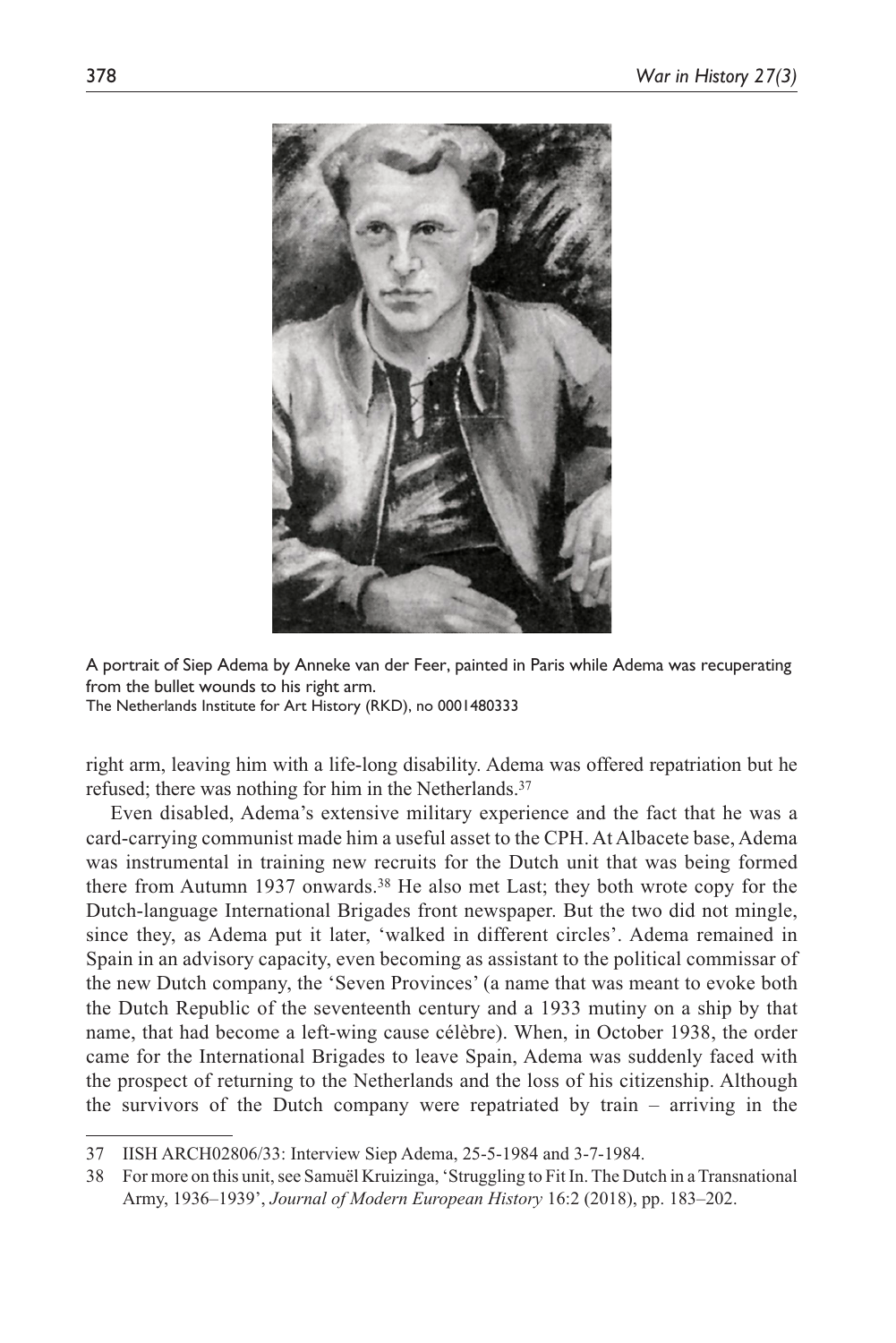A portrait of Siep Adema by Anneke van der Feer, painted in Paris while Adema was recuperating from the bullet wounds to his right arm.
The Netherlands Institute for Art History (RKD), no 0001480333

right arm, leaving him with a life-long disability. Adema was offered repatriation but he refused; there was nothing for him in the Netherlands.[37]

Even disabled, Adema's extensive military experience and the fact that he was a card-carrying communist made him a useful asset to the CPH. At Albacete base, Adema was instrumental in training new recruits for the Dutch unit that was being formed there from Autumn 1937 onwards.[38] He also met Last; they both wrote copy for the Dutch-language International Brigades front newspaper. But the two did not mingle, since they, as Adema put it later, 'walked in different circles'. Adema remained in Spain in an advisory capacity, even becoming as assistant to the political commissar of the new Dutch company, the 'Seven Provinces' (a name that was meant to evoke both the Dutch Republic of the seventeenth century and a 1933 mutiny on a ship by that name, that had become a left-wing cause célèbre). When, in October 1938, the order came for the International Brigades to leave Spain, Adema was suddenly faced with the prospect of returning to the Netherlands and the loss of his citizenship. Although the survivors of the Dutch company were repatriated by train – arriving in the

37 IISH ARCH02806/33: Interview Siep Adema, 25-5-1984 and 3-7-1984.

38 For more on this unit, see Samuël Kruizinga, 'Struggling to Fit In. The Dutch in a Transnational Army, 1936–1939', *Journal of Modern European History* 16:2 (2018), pp. 183–202.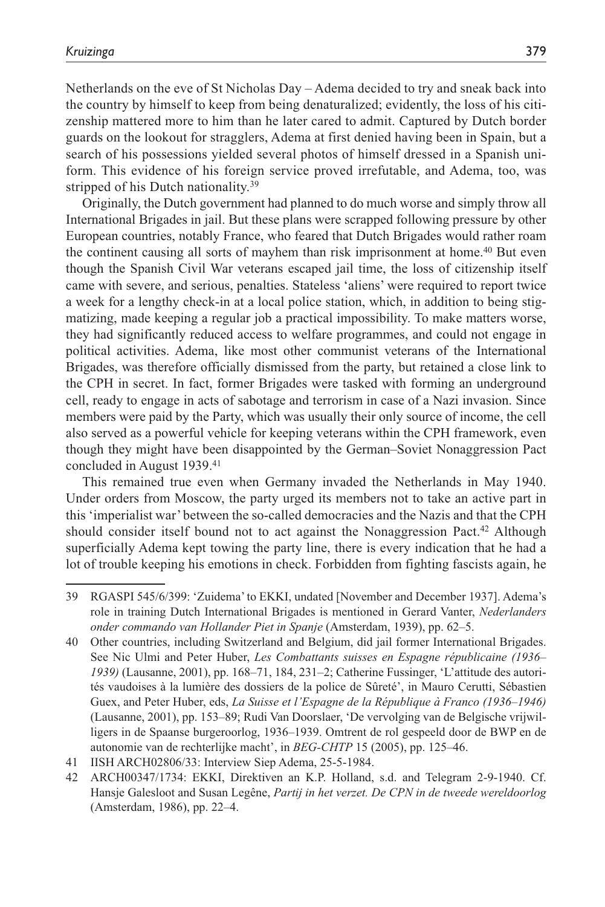Netherlands on the eve of St Nicholas Day – Adema decided to try and sneak back into the country by himself to keep from being denaturalized; evidently, the loss of his citizenship mattered more to him than he later cared to admit. Captured by Dutch border guards on the lookout for stragglers, Adema at first denied having been in Spain, but a search of his possessions yielded several photos of himself dressed in a Spanish uniform. This evidence of his foreign service proved irrefutable, and Adema, too, was stripped of his Dutch nationality.[39]

Originally, the Dutch government had planned to do much worse and simply throw all International Brigades in jail. But these plans were scrapped following pressure by other European countries, notably France, who feared that Dutch Brigades would rather roam the continent causing all sorts of mayhem than risk imprisonment at home.[40] But even though the Spanish Civil War veterans escaped jail time, the loss of citizenship itself came with severe, and serious, penalties. Stateless 'aliens' were required to report twice a week for a lengthy check-in at a local police station, which, in addition to being stigmatizing, made keeping a regular job a practical impossibility. To make matters worse, they had significantly reduced access to welfare programmes, and could not engage in political activities. Adema, like most other communist veterans of the International Brigades, was therefore officially dismissed from the party, but retained a close link to the CPH in secret. In fact, former Brigades were tasked with forming an underground cell, ready to engage in acts of sabotage and terrorism in case of a Nazi invasion. Since members were paid by the Party, which was usually their only source of income, the cell also served as a powerful vehicle for keeping veterans within the CPH framework, even though they might have been disappointed by the German–Soviet Nonaggression Pact concluded in August 1939.[41]

This remained true even when Germany invaded the Netherlands in May 1940. Under orders from Moscow, the party urged its members not to take an active part in this 'imperialist war' between the so-called democracies and the Nazis and that the CPH should consider itself bound not to act against the Nonaggression Pact.[42] Although superficially Adema kept towing the party line, there is every indication that he had a lot of trouble keeping his emotions in check. Forbidden from fighting fascists again, he

---

39 RGASPI 545/6/399: 'Zuidema' to EKKI, undated [November and December 1937]. Adema's role in training Dutch International Brigades is mentioned in Gerard Vanter, *Nederlanders onder commando van Hollander Piet in Spanje* (Amsterdam, 1939), pp. 62–5.

40 Other countries, including Switzerland and Belgium, did jail former International Brigades. See Nic Ulmi and Peter Huber, *Les Combattants suisses en Espagne républicaine (1936–1939)* (Lausanne, 2001), pp. 168–71, 184, 231–2; Catherine Fussinger, 'L'attitude des autorités vaudoises à la lumière des dossiers de la police de Sûreté', in Mauro Cerutti, Sébastien Guex, and Peter Huber, eds, *La Suisse et l'Espagne de la République à Franco (1936–1946)* (Lausanne, 2001), pp. 153–89; Rudi Van Doorslaer, 'De vervolging van de Belgische vrijwilligers in de Spaanse burgeroorlog, 1936–1939. Omtrent de rol gespeeld door de BWP en de autonomie van de rechterlijke macht', in *BEG-CHTP* 15 (2005), pp. 125–46.

41 IISH ARCH02806/33: Interview Siep Adema, 25-5-1984.

42 ARCH00347/1734: EKKI, Direktiven an K.P. Holland, s.d. and Telegram 2-9-1940. Cf. Hansje Galesloot and Susan Legêne, *Partij in het verzet. De CPN in de tweede wereldoorlog* (Amsterdam, 1986), pp. 22–4.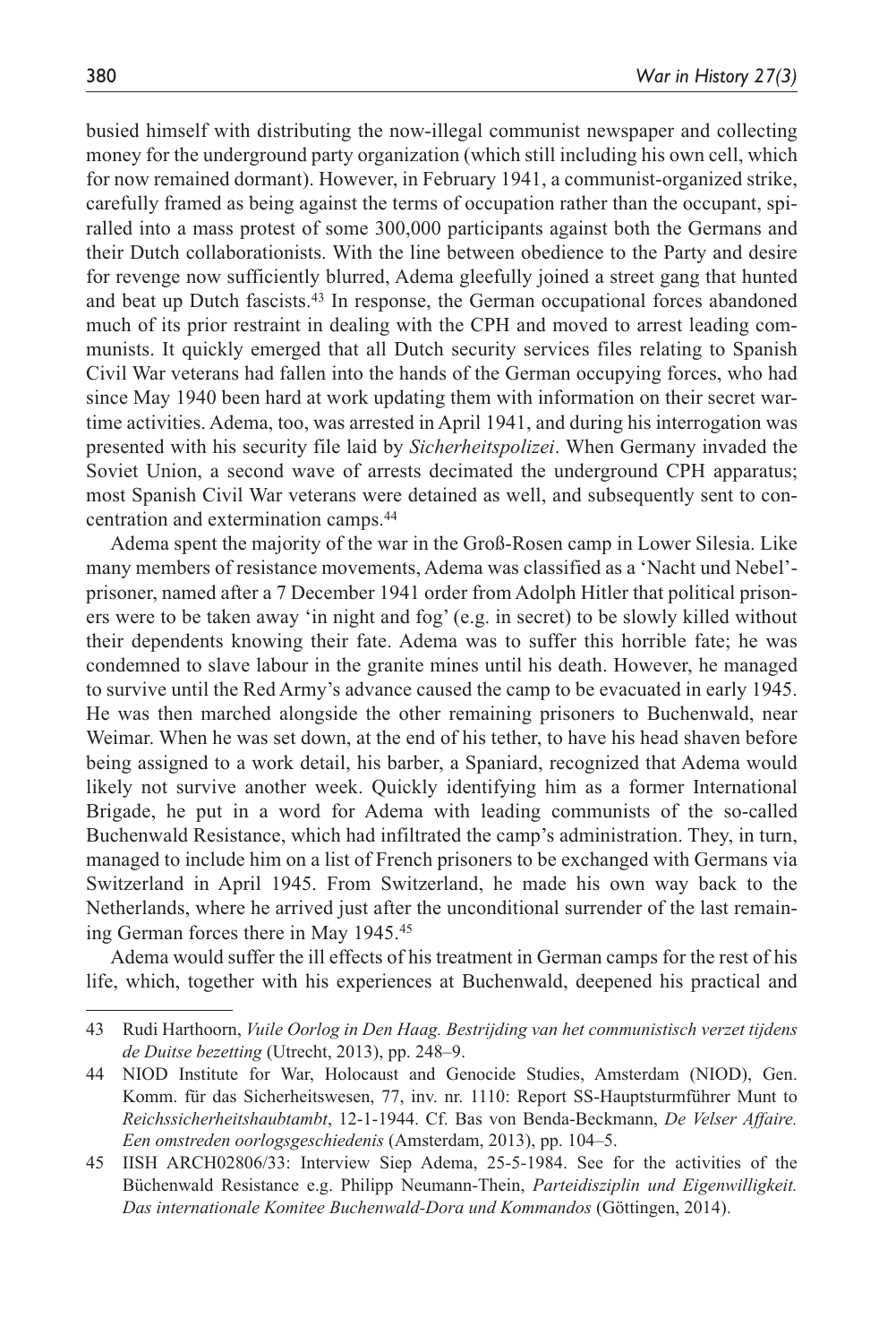busied himself with distributing the now-illegal communist newspaper and collecting money for the underground party organization (which still including his own cell, which for now remained dormant). However, in February 1941, a communist-organized strike, carefully framed as being against the terms of occupation rather than the occupant, spiralled into a mass protest of some 300,000 participants against both the Germans and their Dutch collaborationists. With the line between obedience to the Party and desire for revenge now sufficiently blurred, Adema gleefully joined a street gang that hunted and beat up Dutch fascists.[43] In response, the German occupational forces abandoned much of its prior restraint in dealing with the CPH and moved to arrest leading communists. It quickly emerged that all Dutch security services files relating to Spanish Civil War veterans had fallen into the hands of the German occupying forces, who had since May 1940 been hard at work updating them with information on their secret wartime activities. Adema, too, was arrested in April 1941, and during his interrogation was presented with his security file laid by *Sicherheitspolizei*. When Germany invaded the Soviet Union, a second wave of arrests decimated the underground CPH apparatus; most Spanish Civil War veterans were detained as well, and subsequently sent to concentration and extermination camps.[44]

Adema spent the majority of the war in the Groß-Rosen camp in Lower Silesia. Like many members of resistance movements, Adema was classified as a 'Nacht und Nebel'-prisoner, named after a 7 December 1941 order from Adolph Hitler that political prisoners were to be taken away 'in night and fog' (e.g. in secret) to be slowly killed without their dependents knowing their fate. Adema was to suffer this horrible fate; he was condemned to slave labour in the granite mines until his death. However, he managed to survive until the Red Army's advance caused the camp to be evacuated in early 1945. He was then marched alongside the other remaining prisoners to Buchenwald, near Weimar. When he was set down, at the end of his tether, to have his head shaven before being assigned to a work detail, his barber, a Spaniard, recognized that Adema would likely not survive another week. Quickly identifying him as a former International Brigade, he put in a word for Adema with leading communists of the so-called Buchenwald Resistance, which had infiltrated the camp's administration. They, in turn, managed to include him on a list of French prisoners to be exchanged with Germans via Switzerland in April 1945. From Switzerland, he made his own way back to the Netherlands, where he arrived just after the unconditional surrender of the last remaining German forces there in May 1945.[45]

Adema would suffer the ill effects of his treatment in German camps for the rest of his life, which, together with his experiences at Buchenwald, deepened his practical and

---

43 Rudi Harthoorn, *Vuile Oorlog in Den Haag. Bestrijding van het communistisch verzet tijdens de Duitse bezetting* (Utrecht, 2013), pp. 248–9.

44 NIOD Institute for War, Holocaust and Genocide Studies, Amsterdam (NIOD), Gen. Komm. für das Sicherheitswesen, 77, inv. nr. 1110: Report SS-Hauptsturmführer Munt to *Reichssicherheitshaubtambt*, 12-1-1944. Cf. Bas von Benda-Beckmann, *De Velser Affaire. Een omstreden oorlogsgeschiedenis* (Amsterdam, 2013), pp. 104–5.

45 IISH ARCH02806/33: Interview Siep Adema, 25-5-1984. See for the activities of the Büchenwald Resistance e.g. Philipp Neumann-Thein, *Parteidisziplin und Eigenwilligkeit. Das internationale Komitee Buchenwald-Dora und Kommandos* (Göttingen, 2014).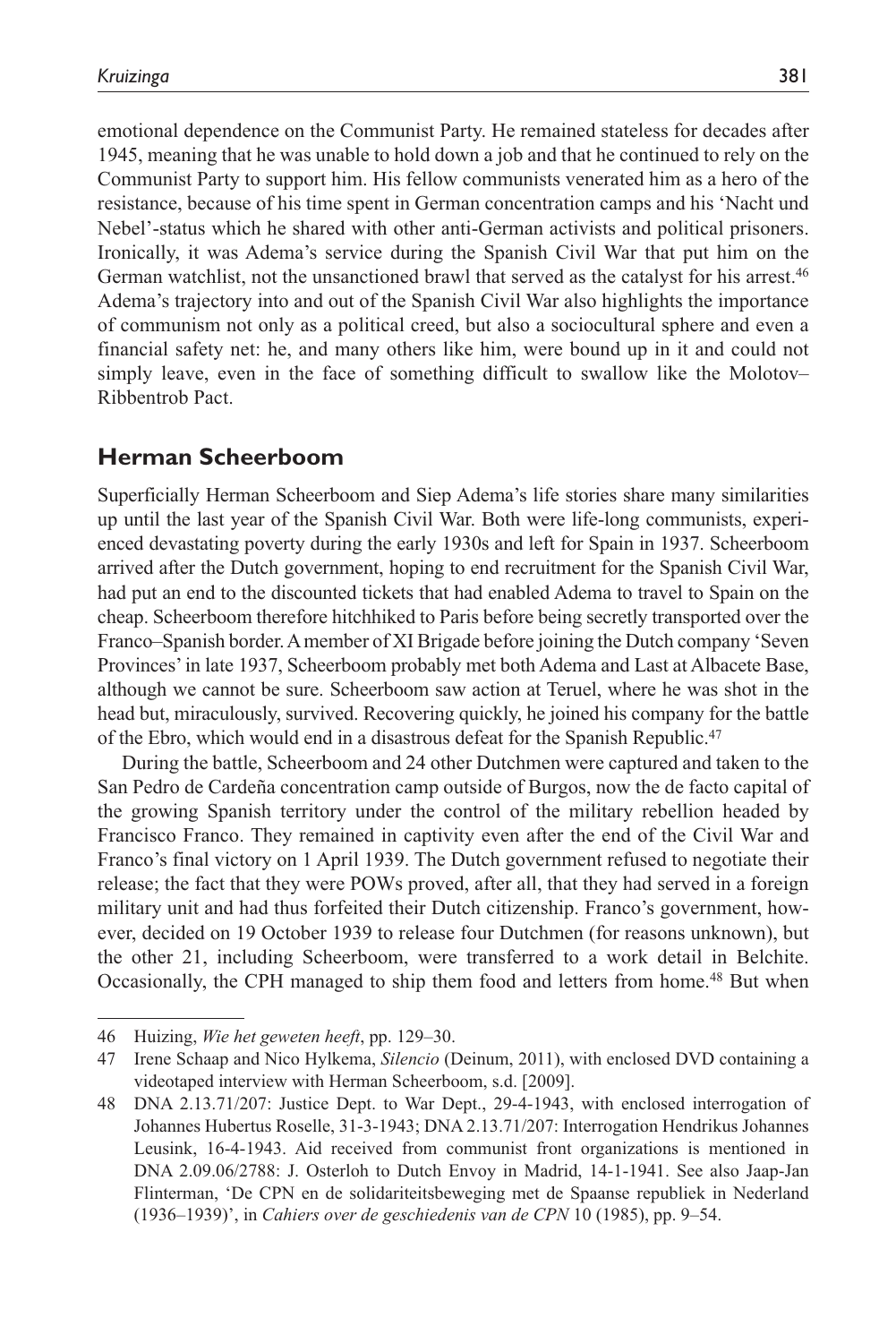emotional dependence on the Communist Party. He remained stateless for decades after 1945, meaning that he was unable to hold down a job and that he continued to rely on the Communist Party to support him. His fellow communists venerated him as a hero of the resistance, because of his time spent in German concentration camps and his 'Nacht und Nebel'-status which he shared with other anti-German activists and political prisoners. Ironically, it was Adema's service during the Spanish Civil War that put him on the German watchlist, not the unsanctioned brawl that served as the catalyst for his arrest.[46] Adema's trajectory into and out of the Spanish Civil War also highlights the importance of communism not only as a political creed, but also a sociocultural sphere and even a financial safety net: he, and many others like him, were bound up in it and could not simply leave, even in the face of something difficult to swallow like the Molotov–Ribbentrob Pact.

## Herman Scheerboom

Superficially Herman Scheerboom and Siep Adema's life stories share many similarities up until the last year of the Spanish Civil War. Both were life-long communists, experienced devastating poverty during the early 1930s and left for Spain in 1937. Scheerboom arrived after the Dutch government, hoping to end recruitment for the Spanish Civil War, had put an end to the discounted tickets that had enabled Adema to travel to Spain on the cheap. Scheerboom therefore hitchhiked to Paris before being secretly transported over the Franco–Spanish border. A member of XI Brigade before joining the Dutch company 'Seven Provinces' in late 1937, Scheerboom probably met both Adema and Last at Albacete Base, although we cannot be sure. Scheerboom saw action at Teruel, where he was shot in the head but, miraculously, survived. Recovering quickly, he joined his company for the battle of the Ebro, which would end in a disastrous defeat for the Spanish Republic.[47]

During the battle, Scheerboom and 24 other Dutchmen were captured and taken to the San Pedro de Cardeña concentration camp outside of Burgos, now the de facto capital of the growing Spanish territory under the control of the military rebellion headed by Francisco Franco. They remained in captivity even after the end of the Civil War and Franco's final victory on 1 April 1939. The Dutch government refused to negotiate their release; the fact that they were POWs proved, after all, that they had served in a foreign military unit and had thus forfeited their Dutch citizenship. Franco's government, however, decided on 19 October 1939 to release four Dutchmen (for reasons unknown), but the other 21, including Scheerboom, were transferred to a work detail in Belchite. Occasionally, the CPH managed to ship them food and letters from home.[48] But when

---

46 Huizing, *Wie het geweten heeft*, pp. 129–30.

47 Irene Schaap and Nico Hylkema, *Silencio* (Deinum, 2011), with enclosed DVD containing a videotaped interview with Herman Scheerboom, s.d. [2009].

48 DNA 2.13.71/207: Justice Dept. to War Dept., 29-4-1943, with enclosed interrogation of Johannes Hubertus Roselle, 31-3-1943; DNA 2.13.71/207: Interrogation Hendrikus Johannes Leusink, 16-4-1943. Aid received from communist front organizations is mentioned in DNA 2.09.06/2788: J. Osterloh to Dutch Envoy in Madrid, 14-1-1941. See also Jaap-Jan Flinterman, 'De CPN en de solidariteitsbeweging met de Spaanse republiek in Nederland (1936–1939)', in *Cahiers over de geschiedenis van de CPN* 10 (1985), pp. 9–54.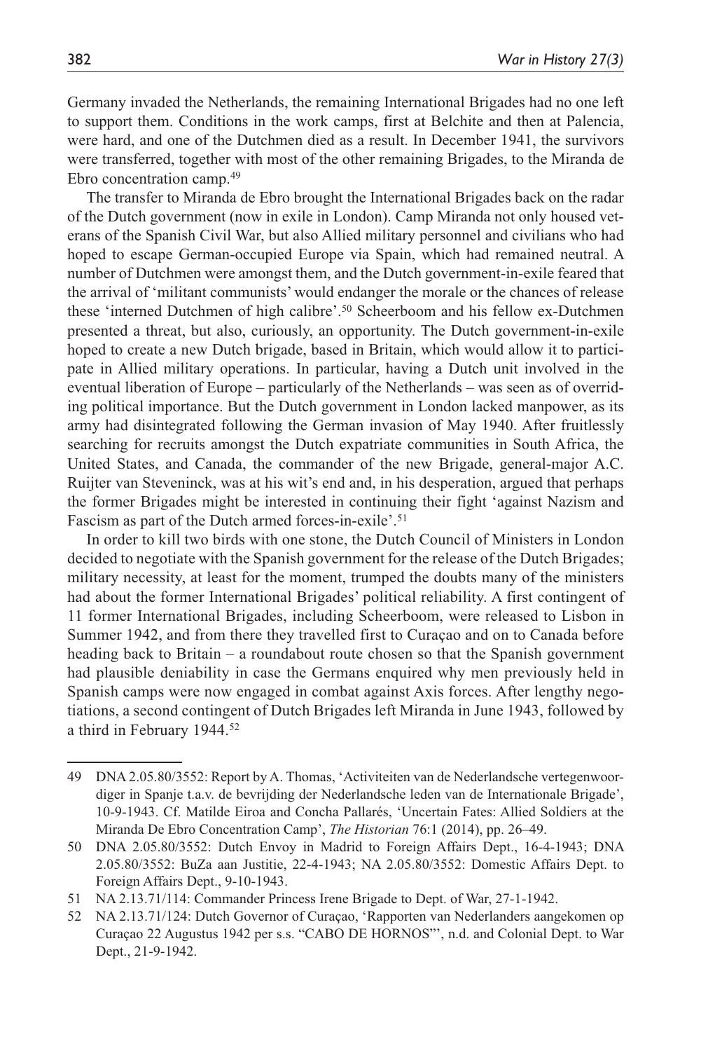Germany invaded the Netherlands, the remaining International Brigades had no one left to support them. Conditions in the work camps, first at Belchite and then at Palencia, were hard, and one of the Dutchmen died as a result. In December 1941, the survivors were transferred, together with most of the other remaining Brigades, to the Miranda de Ebro concentration camp.[49]

The transfer to Miranda de Ebro brought the International Brigades back on the radar of the Dutch government (now in exile in London). Camp Miranda not only housed veterans of the Spanish Civil War, but also Allied military personnel and civilians who had hoped to escape German-occupied Europe via Spain, which had remained neutral. A number of Dutchmen were amongst them, and the Dutch government-in-exile feared that the arrival of 'militant communists' would endanger the morale or the chances of release these 'interned Dutchmen of high calibre'.[50] Scheerboom and his fellow ex-Dutchmen presented a threat, but also, curiously, an opportunity. The Dutch government-in-exile hoped to create a new Dutch brigade, based in Britain, which would allow it to participate in Allied military operations. In particular, having a Dutch unit involved in the eventual liberation of Europe – particularly of the Netherlands – was seen as of overriding political importance. But the Dutch government in London lacked manpower, as its army had disintegrated following the German invasion of May 1940. After fruitlessly searching for recruits amongst the Dutch expatriate communities in South Africa, the United States, and Canada, the commander of the new Brigade, general-major A.C. Ruijter van Steveninck, was at his wit's end and, in his desperation, argued that perhaps the former Brigades might be interested in continuing their fight 'against Nazism and Fascism as part of the Dutch armed forces-in-exile'.[51]

In order to kill two birds with one stone, the Dutch Council of Ministers in London decided to negotiate with the Spanish government for the release of the Dutch Brigades; military necessity, at least for the moment, trumped the doubts many of the ministers had about the former International Brigades' political reliability. A first contingent of 11 former International Brigades, including Scheerboom, were released to Lisbon in Summer 1942, and from there they travelled first to Curaçao and on to Canada before heading back to Britain – a roundabout route chosen so that the Spanish government had plausible deniability in case the Germans enquired why men previously held in Spanish camps were now engaged in combat against Axis forces. After lengthy negotiations, a second contingent of Dutch Brigades left Miranda in June 1943, followed by a third in February 1944.[52]

---

49 DNA 2.05.80/3552: Report by A. Thomas, 'Activiteiten van de Nederlandsche vertegenwoordiger in Spanje t.a.v. de bevrijding der Nederlandsche leden van de Internationale Brigade', 10-9-1943. Cf. Matilde Eiroa and Concha Pallarés, 'Uncertain Fates: Allied Soldiers at the Miranda De Ebro Concentration Camp', *The Historian* 76:1 (2014), pp. 26–49.

50 DNA 2.05.80/3552: Dutch Envoy in Madrid to Foreign Affairs Dept., 16-4-1943; DNA 2.05.80/3552: BuZa aan Justitie, 22-4-1943; NA 2.05.80/3552: Domestic Affairs Dept. to Foreign Affairs Dept., 9-10-1943.

51 NA 2.13.71/114: Commander Princess Irene Brigade to Dept. of War, 27-1-1942.

52 NA 2.13.71/124: Dutch Governor of Curaçao, 'Rapporten van Nederlanders aangekomen op Curaçao 22 Augustus 1942 per s.s. "CABO DE HORNOS"', n.d. and Colonial Dept. to War Dept., 21-9-1942.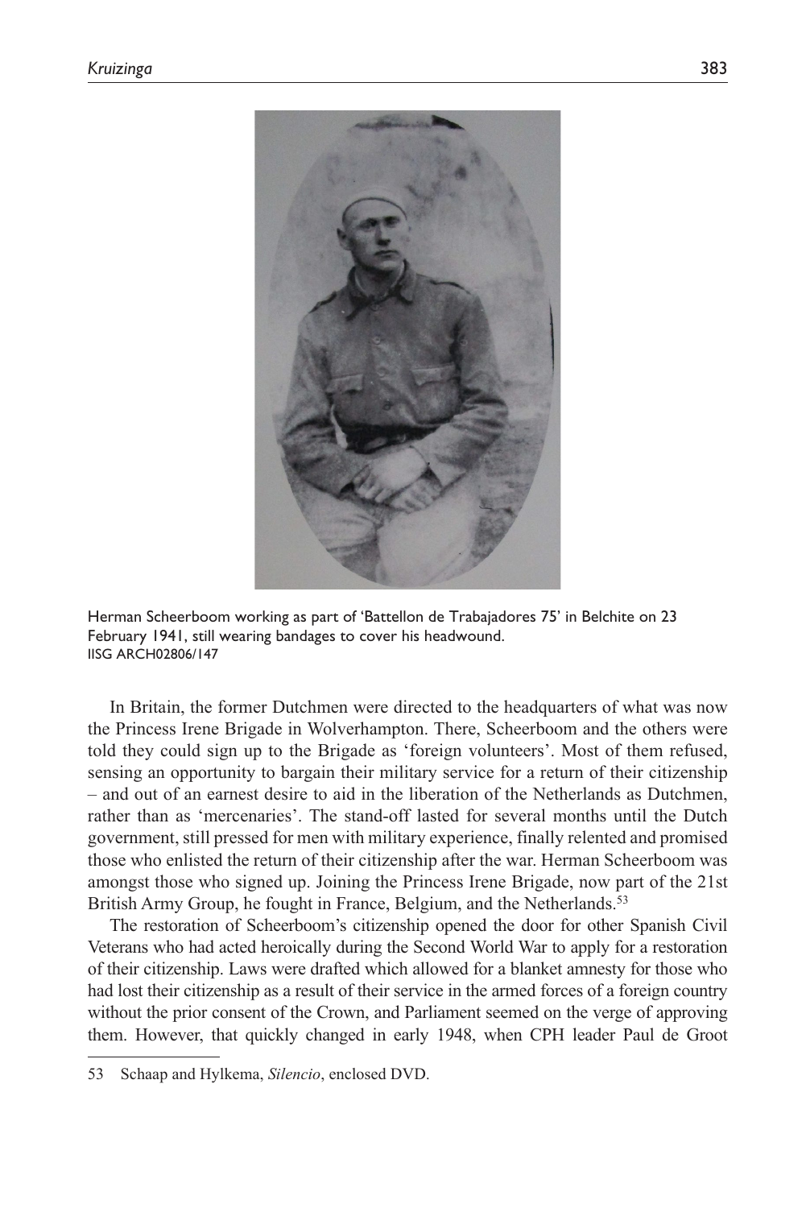Herman Scheerboom working as part of 'Battellon de Trabajadores 75' in Belchite on 23 February 1941, still wearing bandages to cover his headwound.
IISG ARCH02806/147

In Britain, the former Dutchmen were directed to the headquarters of what was now the Princess Irene Brigade in Wolverhampton. There, Scheerboom and the others were told they could sign up to the Brigade as 'foreign volunteers'. Most of them refused, sensing an opportunity to bargain their military service for a return of their citizenship – and out of an earnest desire to aid in the liberation of the Netherlands as Dutchmen, rather than as 'mercenaries'. The stand-off lasted for several months until the Dutch government, still pressed for men with military experience, finally relented and promised those who enlisted the return of their citizenship after the war. Herman Scheerboom was amongst those who signed up. Joining the Princess Irene Brigade, now part of the 21st British Army Group, he fought in France, Belgium, and the Netherlands.[53]

The restoration of Scheerboom's citizenship opened the door for other Spanish Civil Veterans who had acted heroically during the Second World War to apply for a restoration of their citizenship. Laws were drafted which allowed for a blanket amnesty for those who had lost their citizenship as a result of their service in the armed forces of a foreign country without the prior consent of the Crown, and Parliament seemed on the verge of approving them. However, that quickly changed in early 1948, when CPH leader Paul de Groot

53 Schaap and Hylkema, *Silencio*, enclosed DVD.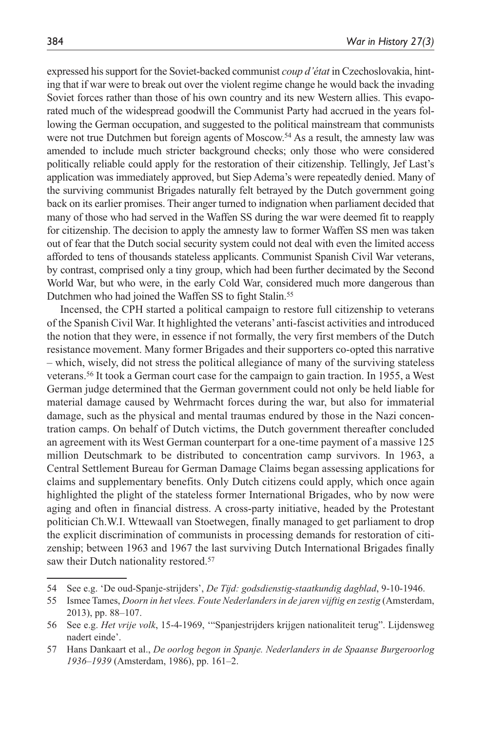expressed his support for the Soviet-backed communist *coup d'état* in Czechoslovakia, hinting that if war were to break out over the violent regime change he would back the invading Soviet forces rather than those of his own country and its new Western allies. This evaporated much of the widespread goodwill the Communist Party had accrued in the years following the German occupation, and suggested to the political mainstream that communists were not true Dutchmen but foreign agents of Moscow.[54] As a result, the amnesty law was amended to include much stricter background checks; only those who were considered politically reliable could apply for the restoration of their citizenship. Tellingly, Jef Last's application was immediately approved, but Siep Adema's were repeatedly denied. Many of the surviving communist Brigades naturally felt betrayed by the Dutch government going back on its earlier promises. Their anger turned to indignation when parliament decided that many of those who had served in the Waffen SS during the war were deemed fit to reapply for citizenship. The decision to apply the amnesty law to former Waffen SS men was taken out of fear that the Dutch social security system could not deal with even the limited access afforded to tens of thousands stateless applicants. Communist Spanish Civil War veterans, by contrast, comprised only a tiny group, which had been further decimated by the Second World War, but who were, in the early Cold War, considered much more dangerous than Dutchmen who had joined the Waffen SS to fight Stalin.[55]

Incensed, the CPH started a political campaign to restore full citizenship to veterans of the Spanish Civil War. It highlighted the veterans' anti-fascist activities and introduced the notion that they were, in essence if not formally, the very first members of the Dutch resistance movement. Many former Brigades and their supporters co-opted this narrative – which, wisely, did not stress the political allegiance of many of the surviving stateless veterans.[56] It took a German court case for the campaign to gain traction. In 1955, a West German judge determined that the German government could not only be held liable for material damage caused by Wehrmacht forces during the war, but also for immaterial damage, such as the physical and mental traumas endured by those in the Nazi concentration camps. On behalf of Dutch victims, the Dutch government thereafter concluded an agreement with its West German counterpart for a one-time payment of a massive 125 million Deutschmark to be distributed to concentration camp survivors. In 1963, a Central Settlement Bureau for German Damage Claims began assessing applications for claims and supplementary benefits. Only Dutch citizens could apply, which once again highlighted the plight of the stateless former International Brigades, who by now were aging and often in financial distress. A cross-party initiative, headed by the Protestant politician Ch.W.I. Wttewaall van Stoetwegen, finally managed to get parliament to drop the explicit discrimination of communists in processing demands for restoration of citizenship; between 1963 and 1967 the last surviving Dutch International Brigades finally saw their Dutch nationality restored.[57]

---

54 See e.g. 'De oud-Spanje-strijders', *De Tijd: godsdienstig-staatkundig dagblad*, 9-10-1946.

55 Ismee Tames, *Doorn in het vlees. Foute Nederlanders in de jaren vijftig en zestig* (Amsterdam, 2013), pp. 88–107.

56 See e.g. *Het vrije volk*, 15-4-1969, '"Spanjestrijders krijgen nationaliteit terug". Lijdensweg nadert einde'.

57 Hans Dankaart et al., *De oorlog begon in Spanje. Nederlanders in de Spaanse Burgeroorlog 1936–1939* (Amsterdam, 1986), pp. 161–2.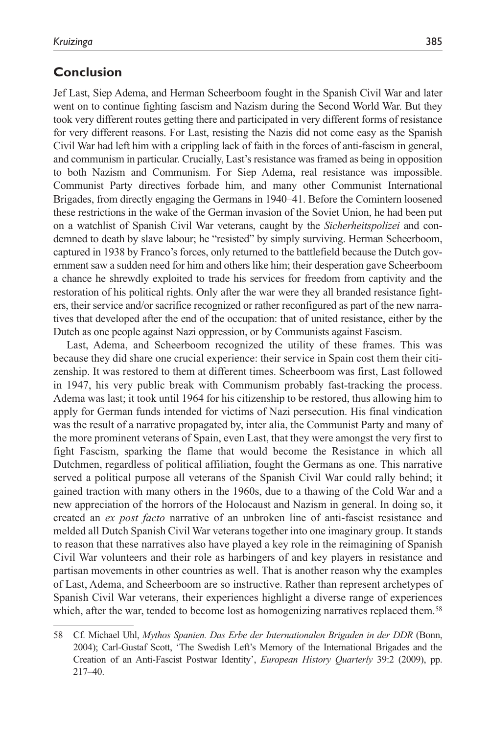## Conclusion

Jef Last, Siep Adema, and Herman Scheerboom fought in the Spanish Civil War and later went on to continue fighting fascism and Nazism during the Second World War. But they took very different routes getting there and participated in very different forms of resistance for very different reasons. For Last, resisting the Nazis did not come easy as the Spanish Civil War had left him with a crippling lack of faith in the forces of anti-fascism in general, and communism in particular. Crucially, Last's resistance was framed as being in opposition to both Nazism and Communism. For Siep Adema, real resistance was impossible. Communist Party directives forbade him, and many other Communist International Brigades, from directly engaging the Germans in 1940–41. Before the Comintern loosened these restrictions in the wake of the German invasion of the Soviet Union, he had been put on a watchlist of Spanish Civil War veterans, caught by the *Sicherheitspolizei* and condemned to death by slave labour; he "resisted" by simply surviving. Herman Scheerboom, captured in 1938 by Franco's forces, only returned to the battlefield because the Dutch government saw a sudden need for him and others like him; their desperation gave Scheerboom a chance he shrewdly exploited to trade his services for freedom from captivity and the restoration of his political rights. Only after the war were they all branded resistance fighters, their service and/or sacrifice recognized or rather reconfigured as part of the new narratives that developed after the end of the occupation: that of united resistance, either by the Dutch as one people against Nazi oppression, or by Communists against Fascism.

Last, Adema, and Scheerboom recognized the utility of these frames. This was because they did share one crucial experience: their service in Spain cost them their citizenship. It was restored to them at different times. Scheerboom was first, Last followed in 1947, his very public break with Communism probably fast-tracking the process. Adema was last; it took until 1964 for his citizenship to be restored, thus allowing him to apply for German funds intended for victims of Nazi persecution. His final vindication was the result of a narrative propagated by, inter alia, the Communist Party and many of the more prominent veterans of Spain, even Last, that they were amongst the very first to fight Fascism, sparking the flame that would become the Resistance in which all Dutchmen, regardless of political affiliation, fought the Germans as one. This narrative served a political purpose all veterans of the Spanish Civil War could rally behind; it gained traction with many others in the 1960s, due to a thawing of the Cold War and a new appreciation of the horrors of the Holocaust and Nazism in general. In doing so, it created an *ex post facto* narrative of an unbroken line of anti-fascist resistance and melded all Dutch Spanish Civil War veterans together into one imaginary group. It stands to reason that these narratives also have played a key role in the reimagining of Spanish Civil War volunteers and their role as harbingers of and key players in resistance and partisan movements in other countries as well. That is another reason why the examples of Last, Adema, and Scheerboom are so instructive. Rather than represent archetypes of Spanish Civil War veterans, their experiences highlight a diverse range of experiences which, after the war, tended to become lost as homogenizing narratives replaced them.[58]

---

58 Cf. Michael Uhl, *Mythos Spanien. Das Erbe der Internationalen Brigaden in der DDR* (Bonn, 2004); Carl-Gustaf Scott, 'The Swedish Left's Memory of the International Brigades and the Creation of an Anti-Fascist Postwar Identity', *European History Quarterly* 39:2 (2009), pp. 217–40.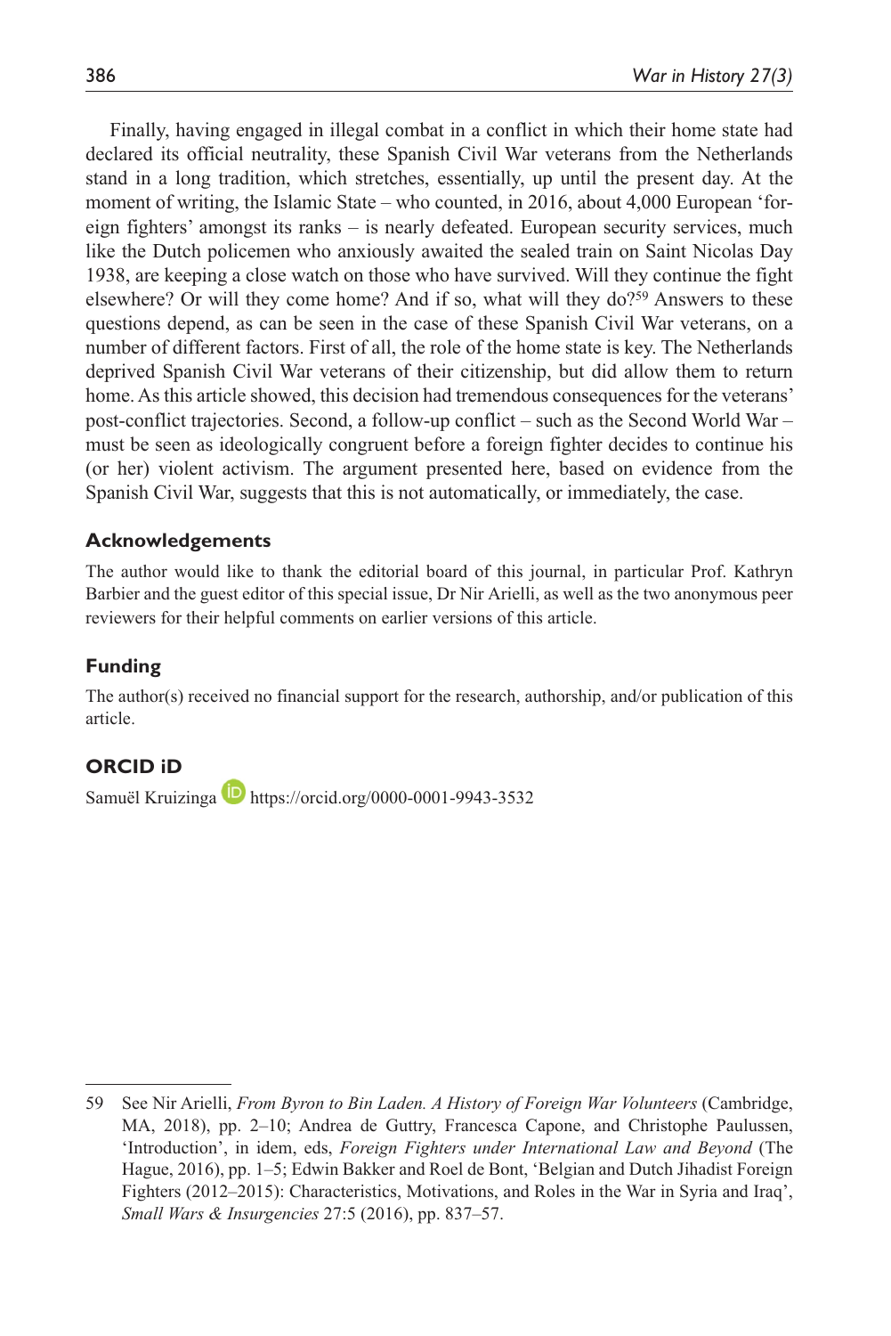Finally, having engaged in illegal combat in a conflict in which their home state had declared its official neutrality, these Spanish Civil War veterans from the Netherlands stand in a long tradition, which stretches, essentially, up until the present day. At the moment of writing, the Islamic State – who counted, in 2016, about 4,000 European 'foreign fighters' amongst its ranks – is nearly defeated. European security services, much like the Dutch policemen who anxiously awaited the sealed train on Saint Nicolas Day 1938, are keeping a close watch on those who have survived. Will they continue the fight elsewhere? Or will they come home? And if so, what will they do?[59] Answers to these questions depend, as can be seen in the case of these Spanish Civil War veterans, on a number of different factors. First of all, the role of the home state is key. The Netherlands deprived Spanish Civil War veterans of their citizenship, but did allow them to return home. As this article showed, this decision had tremendous consequences for the veterans' post-conflict trajectories. Second, a follow-up conflict – such as the Second World War – must be seen as ideologically congruent before a foreign fighter decides to continue his (or her) violent activism. The argument presented here, based on evidence from the Spanish Civil War, suggests that this is not automatically, or immediately, the case.

## Acknowledgements

The author would like to thank the editorial board of this journal, in particular Prof. Kathryn Barbier and the guest editor of this special issue, Dr Nir Arielli, as well as the two anonymous peer reviewers for their helpful comments on earlier versions of this article.

## Funding

The author(s) received no financial support for the research, authorship, and/or publication of this article.

## ORCID iD

Samuël Kruizinga https://orcid.org/0000-0001-9943-3532

---

59 See Nir Arielli, *From Byron to Bin Laden. A History of Foreign War Volunteers* (Cambridge, MA, 2018), pp. 2–10; Andrea de Guttry, Francesca Capone, and Christophe Paulussen, 'Introduction', in idem, eds, *Foreign Fighters under International Law and Beyond* (The Hague, 2016), pp. 1–5; Edwin Bakker and Roel de Bont, 'Belgian and Dutch Jihadist Foreign Fighters (2012–2015): Characteristics, Motivations, and Roles in the War in Syria and Iraq', *Small Wars & Insurgencies* 27:5 (2016), pp. 837–57.